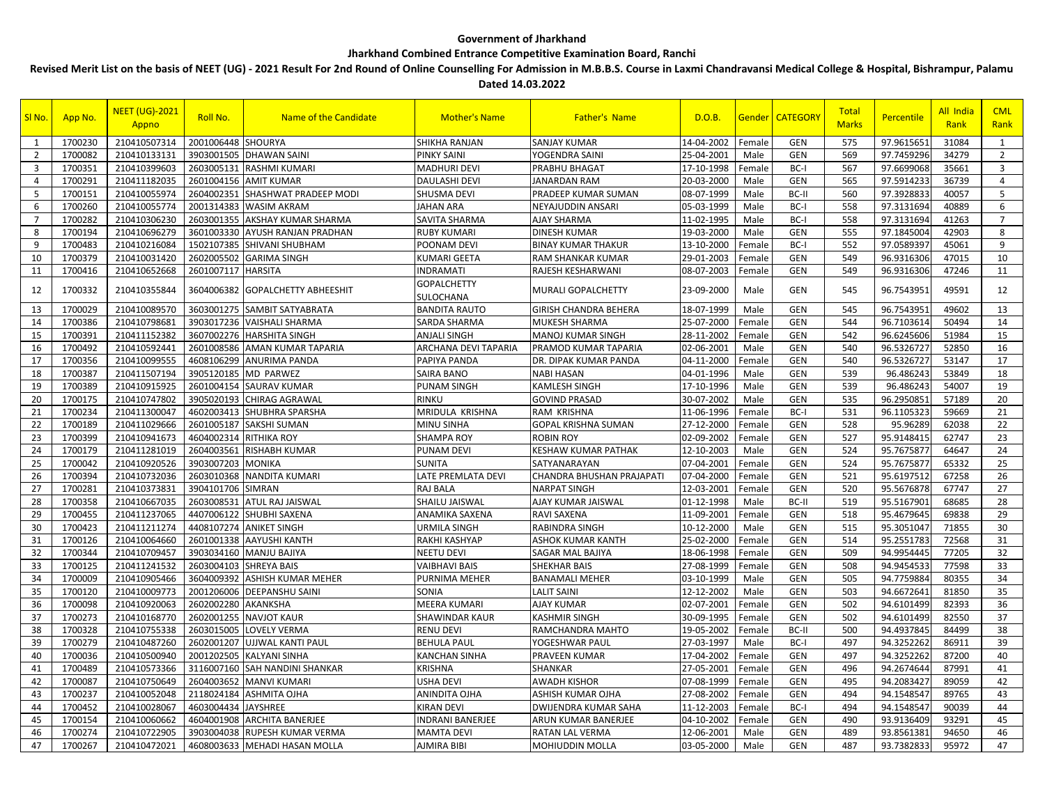**Government of Jharkhand**

**Jharkhand Combined Entrance Competitive Examination Board, Ranchi**

**Revised Merit List on the basis of NEET (UG) - 2021 Result For 2nd Round of Online Counselling For Admission in M.B.B.S. Course in Laxmi Chandravansi Medical College & Hospital, Bishrampur, Palamu**

**Dated 14.03.2022**

| Sl No. | App No. | NEET (UG)-2021 Appno | Roll No. | Name of the Candidate | Mother's Name | Father's Name | D.O.B. | Gender | CATEGORY | Total Marks | Percentile | All India Rank | CML Rank |
|---|---|---|---|---|---|---|---|---|---|---|---|---|---|
| 1 | 1700230 | 210410507314 | 2001006448 | SHOURYA | SHIKHA RANJAN | SANJAY KUMAR | 14-04-2002 | Female | GEN | 575 | 97.9615651 | 31084 | 1 |
| 2 | 1700082 | 210410133131 | 3903001505 | DHAWAN SAINI | PINKY SAINI | YOGENDRA SAINI | 25-04-2001 | Male | GEN | 569 | 97.7459296 | 34279 | 2 |
| 3 | 1700351 | 210410399603 | 2603005131 | RASHMI KUMARI | MADHURI DEVI | PRABHU BHAGAT | 17-10-1998 | Female | BC-I | 567 | 97.6699068 | 35661 | 3 |
| 4 | 1700291 | 210411182035 | 2601004156 | AMIT KUMAR | DAULASHI DEVI | JANARDAN RAM | 20-03-2000 | Male | GEN | 565 | 97.5914233 | 36739 | 4 |
| 5 | 1700151 | 210410055974 | 2604002351 | SHASHWAT PRADEEP MODI | SHUSMA DEVI | PRADEEP KUMAR SUMAN | 08-07-1999 | Male | BC-II | 560 | 97.3928833 | 40057 | 5 |
| 6 | 1700260 | 210410055774 | 2001314383 | WASIM AKRAM | JAHAN ARA | NEYAJUDDIN ANSARI | 05-03-1999 | Male | BC-I | 558 | 97.3131694 | 40889 | 6 |
| 7 | 1700282 | 210410306230 | 2603001355 | AKSHAY KUMAR SHARMA | SAVITA SHARMA | AJAY SHARMA | 11-02-1995 | Male | BC-I | 558 | 97.3131694 | 41263 | 7 |
| 8 | 1700194 | 210410696279 | 3601003330 | AYUSH RANJAN PRADHAN | RUBY KUMARI | DINESH KUMAR | 19-03-2000 | Male | GEN | 555 | 97.1845004 | 42903 | 8 |
| 9 | 1700483 | 210410216084 | 1502107385 | SHIVANI SHUBHAM | POONAM DEVI | BINAY KUMAR THAKUR | 13-10-2000 | Female | BC-I | 552 | 97.0589397 | 45061 | 9 |
| 10 | 1700379 | 210410031420 | 2602005502 | GARIMA SINGH | KUMARI GEETA | RAM SHANKAR KUMAR | 29-01-2003 | Female | GEN | 549 | 96.9316306 | 47015 | 10 |
| 11 | 1700416 | 210410652668 | 2601007117 | HARSITA | INDRAMATI | RAJESH KESHARWANI | 08-07-2003 | Female | GEN | 549 | 96.9316306 | 47246 | 11 |
| 12 | 1700332 | 210410355844 | 3604006382 | GOPALCHETTY ABHEESHIT | GOPALCHETTY SULOCHANA | MURALI GOPALCHETTY | 23-09-2000 | Male | GEN | 545 | 96.7543951 | 49591 | 12 |
| 13 | 1700029 | 210410089570 | 3603001275 | SAMBIT SATYABRATA | BANDITA RAUTO | GIRISH CHANDRA BEHERA | 18-07-1999 | Male | GEN | 545 | 96.7543951 | 49602 | 13 |
| 14 | 1700386 | 210410798681 | 3903017236 | VAISHALI SHARMA | SARDA SHARMA | MUKESH SHARMA | 25-07-2000 | Female | GEN | 544 | 96.7103614 | 50494 | 14 |
| 15 | 1700391 | 210411152382 | 3607002276 | HARSHITA SINGH | ANJALI SINGH | MANOJ KUMAR SINGH | 28-11-2002 | Female | GEN | 542 | 96.6245606 | 51984 | 15 |
| 16 | 1700492 | 210410592441 | 2601008586 | AMAN KUMAR TAPARIA | ARCHANA DEVI TAPARIA | PRAMOD KUMAR TAPARIA | 02-06-2001 | Male | GEN | 540 | 96.5326727 | 52850 | 16 |
| 17 | 1700356 | 210410099555 | 4608106299 | ANURIMA PANDA | PAPIYA PANDA | DR. DIPAK KUMAR PANDA | 04-11-2000 | Female | GEN | 540 | 96.5326727 | 53147 | 17 |
| 18 | 1700387 | 210411507194 | 3905120185 | MD PARWEZ | SAIRA BANO | NABI HASAN | 04-01-1996 | Male | GEN | 539 | 96.486243 | 53849 | 18 |
| 19 | 1700389 | 210410915925 | 2601004154 | SAURAV KUMAR | PUNAM SINGH | KAMLESH SINGH | 17-10-1996 | Male | GEN | 539 | 96.486243 | 54007 | 19 |
| 20 | 1700175 | 210410747802 | 3905020193 | CHIRAG AGRAWAL | RINKU | GOVIND PRASAD | 30-07-2002 | Male | GEN | 535 | 96.2950851 | 57189 | 20 |
| 21 | 1700234 | 210411300047 | 4602003413 | SHUBHRA SPARSHA | MRIDULA KRISHNA | RAM KRISHNA | 11-06-1996 | Female | BC-I | 531 | 96.1105323 | 59669 | 21 |
| 22 | 1700189 | 210411029666 | 2601005187 | SAKSHI SUMAN | MINU SINHA | GOPAL KRISHNA SUMAN | 27-12-2000 | Female | GEN | 528 | 95.96289 | 62038 | 22 |
| 23 | 1700399 | 210410941673 | 4604002314 | RITHIKA ROY | SHAMPA ROY | ROBIN ROY | 02-09-2002 | Female | GEN | 527 | 95.9148415 | 62747 | 23 |
| 24 | 1700179 | 210411281019 | 2604003561 | RISHABH KUMAR | PUNAM DEVI | KESHAW KUMAR PATHAK | 12-10-2003 | Male | GEN | 524 | 95.7675877 | 64647 | 24 |
| 25 | 1700042 | 210410920526 | 3903007203 | MONIKA | SUNITA | SATYANARAYAN | 07-04-2001 | Female | GEN | 524 | 95.7675877 | 65332 | 25 |
| 26 | 1700394 | 210410732036 | 2603010368 | NANDITA KUMARI | LATE PREMLATA DEVI | CHANDRA BHUSHAN PRAJAPATI | 07-04-2000 | Female | GEN | 521 | 95.6197512 | 67258 | 26 |
| 27 | 1700281 | 210410373831 | 3904101706 | SIMRAN | RAJ BALA | NARPAT SINGH | 12-03-2001 | Female | GEN | 520 | 95.5676878 | 67747 | 27 |
| 28 | 1700358 | 210410667035 | 2603008531 | ATUL RAJ JAISWAL | SHAILU JAISWAL | AJAY KUMAR JAISWAL | 01-12-1998 | Male | BC-II | 519 | 95.5167901 | 68685 | 28 |
| 29 | 1700455 | 210411237065 | 4407006122 | SHUBHI SAXENA | ANAMIKA SAXENA | RAVI SAXENA | 11-09-2001 | Female | GEN | 518 | 95.4679645 | 69838 | 29 |
| 30 | 1700423 | 210411211274 | 4408107274 | ANIKET SINGH | URMILA SINGH | RABINDRA SINGH | 10-12-2000 | Male | GEN | 515 | 95.3051047 | 71855 | 30 |
| 31 | 1700126 | 210410064660 | 2601001338 | AAYUSHI KANTH | RAKHI KASHYAP | ASHOK KUMAR KANTH | 25-02-2000 | Female | GEN | 514 | 95.2551783 | 72568 | 31 |
| 32 | 1700344 | 210410709457 | 3903034160 | MANJU BAJIYA | NEETU DEVI | SAGAR MAL BAJIYA | 18-06-1998 | Female | GEN | 509 | 94.9954445 | 77205 | 32 |
| 33 | 1700125 | 210411241532 | 2603004103 | SHREYA BAIS | VAIBHAVI BAIS | SHEKHAR BAIS | 27-08-1999 | Female | GEN | 508 | 94.9454533 | 77598 | 33 |
| 34 | 1700009 | 210410905466 | 3604009392 | ASHISH KUMAR MEHER | PURNIMA MEHER | BANAMALI MEHER | 03-10-1999 | Male | GEN | 505 | 94.7759884 | 80355 | 34 |
| 35 | 1700120 | 210410009773 | 2001206006 | DEEPANSHU SAINI | SONIA | LALIT SAINI | 12-12-2002 | Male | GEN | 503 | 94.6672641 | 81850 | 35 |
| 36 | 1700098 | 210410920063 | 2602002280 | AKANKSHA | MEERA KUMARI | AJAY KUMAR | 02-07-2001 | Female | GEN | 502 | 94.6101499 | 82393 | 36 |
| 37 | 1700273 | 210410168770 | 2602001255 | NAVJOT KAUR | SHAWINDAR KAUR | KASHMIR SINGH | 30-09-1995 | Female | GEN | 502 | 94.6101499 | 82550 | 37 |
| 38 | 1700328 | 210410755338 | 2603015005 | LOVELY VERMA | RENU DEVI | RAMCHANDRA MAHTO | 19-05-2002 | Female | BC-II | 500 | 94.4937845 | 84499 | 38 |
| 39 | 1700279 | 210410487260 | 2602001207 | UJJWAL KANTI PAUL | BEHULA PAUL | YOGESHWAR PAUL | 27-03-1997 | Male | BC-I | 497 | 94.3252262 | 86911 | 39 |
| 40 | 1700036 | 210410500940 | 2001202505 | KALYANI SINHA | KANCHAN SINHA | PRAVEEN KUMAR | 17-04-2002 | Female | GEN | 497 | 94.3252262 | 87200 | 40 |
| 41 | 1700489 | 210410573366 | 3116007160 | SAH NANDINI SHANKAR | KRISHNA | SHANKAR | 27-05-2001 | Female | GEN | 496 | 94.2674644 | 87991 | 41 |
| 42 | 1700087 | 210410750649 | 2604003652 | MANVI KUMARI | USHA DEVI | AWADH KISHOR | 07-08-1999 | Female | GEN | 495 | 94.2083427 | 89059 | 42 |
| 43 | 1700237 | 210410052048 | 2118024184 | ASHMITA OJHA | ANINDITA OJHA | ASHISH KUMAR OJHA | 27-08-2002 | Female | GEN | 494 | 94.1548547 | 89765 | 43 |
| 44 | 1700452 | 210410028067 | 4603004434 | JAYSHREE | KIRAN DEVI | DWIJENDRA KUMAR SAHA | 11-12-2003 | Female | BC-I | 494 | 94.1548547 | 90039 | 44 |
| 45 | 1700154 | 210410060662 | 4604001908 | ARCHITA BANERJEE | INDRANI BANERJEE | ARUN KUMAR BANERJEE | 04-10-2002 | Female | GEN | 490 | 93.9136409 | 93291 | 45 |
| 46 | 1700274 | 210410722905 | 3903004038 | RUPESH KUMAR VERMA | MAMTA DEVI | RATAN LAL VERMA | 12-06-2001 | Male | GEN | 489 | 93.8561381 | 94650 | 46 |
| 47 | 1700267 | 210410472021 | 4608003633 | MEHADI HASAN MOLLA | AJMIRA BIBI | MOHIUDDIN MOLLA | 03-05-2000 | Male | GEN | 487 | 93.7382833 | 95972 | 47 |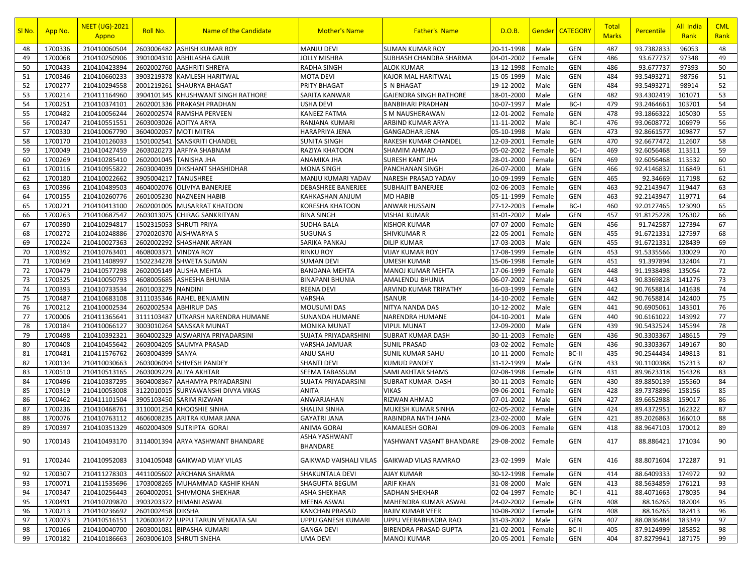| Sl No. | App No. | NEET (UG)-2021 Appno | Roll No. | Name of the Candidate | Mother's Name | Father's Name | D.O.B. | Gender | CATEGORY | Total Marks | Percentile | All India Rank | CML Rank |
|---|---|---|---|---|---|---|---|---|---|---|---|---|---|
| 48 | 1700336 | 210410060504 | 2603006482 | ASHISH KUMAR ROY | MANJU DEVI | SUMAN KUMAR ROY | 20-11-1998 | Male | GEN | 487 | 93.7382833 | 96053 | 48 |
| 49 | 1700068 | 210410250906 | 3901004310 | ABHILASHA GAUR | JOLLY MISHRA | SUBHASH CHANDRA SHARMA | 04-01-2002 | Female | GEN | 486 | 93.677737 | 97348 | 49 |
| 50 | 1700433 | 210410423894 | 2602002760 | AASHRITI SHREYA | RADHA SINGH | ALOK KUMAR | 13-12-1998 | Female | GEN | 486 | 93.677737 | 97393 | 50 |
| 51 | 1700346 | 210410660233 | 3903219378 | KAMLESH HARITWAL | MOTA DEVI | KAJOR MAL HARITWAL | 15-05-1999 | Male | GEN | 484 | 93.5493271 | 98756 | 51 |
| 52 | 1700277 | 210410294558 | 2001219261 | SHAURYA BHAGAT | PRITY BHAGAT | S N BHAGAT | 19-12-2002 | Male | GEN | 484 | 93.5493271 | 98914 | 52 |
| 53 | 1700214 | 210411164960 | 3904101345 | KHUSHWANT SINGH RATHORE | SARITA KANWAR | GAJENDRA SINGH RATHORE | 18-01-2000 | Male | GEN | 482 | 93.4302419 | 101071 | 53 |
| 54 | 1700251 | 210410374101 | 2602001336 | PRAKASH PRADHAN | USHA DEVI | BANBIHARI PRADHAN | 10-07-1997 | Male | BC-I | 479 | 93.2464661 | 103701 | 54 |
| 55 | 1700482 | 210410056244 | 2602002574 | RAMSHA PERVEEN | KANEEZ FATMA | S M NAUSHERAWAN | 12-01-2002 | Female | GEN | 478 | 93.1866322 | 105030 | 55 |
| 56 | 1700247 | 210410551551 | 2603003026 | ADITYA ARYA | RANJANA KUMARI | ARBIND KUMAR ARYA | 11-11-2002 | Male | BC-I | 476 | 93.0608772 | 106979 | 56 |
| 57 | 1700330 | 210410067790 | 3604002057 | MOTI MITRA | HARAPRIYA JENA | GANGADHAR JENA | 05-10-1998 | Male | GEN | 473 | 92.8661577 | 109877 | 57 |
| 58 | 1700170 | 210410126033 | 1501002541 | SANSKRITI CHANDEL | SUNITA SINGH | RAKESH KUMAR CHANDEL | 12-03-2001 | Female | GEN | 470 | 92.6677472 | 112607 | 58 |
| 59 | 1700049 | 210410427459 | 2603020273 | ARFIYA SHABNAM | RAZIYA KHATOON | SHAMIM AHMAD | 05-02-2002 | Female | BC-I | 469 | 92.6056468 | 113511 | 59 |
| 60 | 1700269 | 210410285410 | 2602001045 | TANISHA JHA | ANAMIKA JHA | SURESH KANT JHA | 28-01-2000 | Female | GEN | 469 | 92.6056468 | 113532 | 60 |
| 61 | 1700116 | 210410955822 | 2603004039 | DIKSHANT SHASHIDHAR | MONA SINGH | PANCHANAN SINGH | 26-07-2000 | Male | GEN | 466 | 92.4146832 | 116849 | 61 |
| 62 | 1700180 | 210410022662 | 3905004217 | TANUSHREE | MANJU KUMARI YADAV | NARESH PRASAD YADAV | 10-09-1999 | Female | GEN | 465 | 92.34669 | 117198 | 62 |
| 63 | 1700396 | 210410489503 | 4604002076 | OLIVIYA BANERJEE | DEBASHREE BANERJEE | SUBHAJIT BANERJEE | 02-06-2003 | Female | GEN | 463 | 92.2143947 | 119447 | 63 |
| 64 | 1700155 | 210410260776 | 2601005230 | NAZNEEN HABIB | KAHKASHAN ANJUM | MD HABIB | 05-11-1999 | Female | GEN | 463 | 92.2143947 | 119771 | 64 |
| 65 | 1700221 | 210410413100 | 2602001005 | MUSARRAT KHATOON | KORESHA KHATOON | ANWAR HUSSAIN | 27-12-2003 | Female | BC-I | 460 | 92.0127465 | 123090 | 65 |
| 66 | 1700263 | 210410687547 | 2603013075 | CHIRAG SANKRITYAN | BINA SINGH | VISHAL KUMAR | 31-01-2002 | Male | GEN | 457 | 91.8125228 | 126302 | 66 |
| 67 | 1700390 | 210410294817 | 1502315053 | SHRUTI PRIYA | SUDHA BALA | KISHOR KUMAR | 07-07-2000 | Female | GEN | 456 | 91.742587 | 127394 | 67 |
| 68 | 1700272 | 210410248886 | 2702020370 | AISHWARYA S | SUGUNA S | SHIVKUMAR R | 22-05-2001 | Female | GEN | 455 | 91.6721331 | 127597 | 68 |
| 69 | 1700224 | 210410027363 | 2602002292 | SHASHANK ARYAN | SARIKA PANKAJ | DILIP KUMAR | 17-03-2003 | Male | GEN | 455 | 91.6721331 | 128439 | 69 |
| 70 | 1700392 | 210410763401 | 4608003371 | VINDYA ROY | RINKU ROY | VIJAY KUMAR ROY | 17-08-1999 | Female | GEN | 453 | 91.5335566 | 130029 | 70 |
| 71 | 1700369 | 210411408997 | 1502234278 | SHWETA SUMAN | SUMAN DEVI | UMESH KUMAR | 15-06-1998 | Female | GEN | 451 | 91.397894 | 132404 | 71 |
| 72 | 1700479 | 210410577298 | 2602005149 | ALISHA MEHTA | BANDANA MEHTA | MANOJ KUMAR MEHTA | 17-06-1999 | Female | GEN | 448 | 91.1938498 | 135054 | 72 |
| 73 | 1700325 | 210410050793 | 4608005685 | ASHESHA BHUNIA | BINAPANI BHUNIA | AMALENDU BHUNIA | 06-07-2002 | Female | GEN | 443 | 90.8369828 | 141276 | 73 |
| 74 | 1700393 | 210410733534 | 2601003279 | NANDINI | REENA DEVI | ARVIND KUMAR TRIPATHY | 16-03-1999 | Female | GEN | 442 | 90.7658814 | 141638 | 74 |
| 75 | 1700487 | 210410683108 | 3111035346 | RAHEL BENJAMIN | VARSHA | ISANUR | 14-10-2002 | Female | GEN | 442 | 90.7658814 | 142400 | 75 |
| 76 | 1700212 | 210410002534 | 2602002534 | ABHIRUP DAS | MOUSUMI DAS | NITYA NANDA DAS | 10-12-2002 | Male | GEN | 441 | 90.6905061 | 143501 | 76 |
| 77 | 1700006 | 210411365641 | 3111103487 | UTKARSH NARENDRA HUMANE | SUNANDA HUMANE | NARENDRA HUMANE | 04-10-2001 | Male | GEN | 440 | 90.6161022 | 143992 | 77 |
| 78 | 1700184 | 210410066127 | 3003010264 | SANSKAR MUNAT | MONIKA MUNAT | VIPUL MUNAT | 12-09-2000 | Male | GEN | 439 | 90.5432524 | 145594 | 78 |
| 79 | 1700498 | 210410392321 | 3604002329 | AISWARIYA PRIYADARSINI | SUJATA PRIYADARSHINI | SUBRAT KUMAR DASH | 30-11-2003 | Female | GEN | 436 | 90.3303367 | 148615 | 79 |
| 80 | 1700408 | 210410455642 | 2603004205 | SAUMYA PRASAD | VARSHA JAMUAR | SUNIL PRASAD | 03-02-2002 | Female | GEN | 436 | 90.3303367 | 149167 | 80 |
| 81 | 1700481 | 210411576762 | 2603004399 | SANYA | ANJU SAHU | SUNIL KUMAR SAHU | 10-11-2000 | Female | BC-II | 435 | 90.2544434 | 149813 | 81 |
| 82 | 1700134 | 210410030663 | 2603006094 | SHIVESH PANDEY | SHANTI DEVI | KUMUD PANDEY | 31-12-1999 | Male | GEN | 433 | 90.1100388 | 152313 | 82 |
| 83 | 1700510 | 210410513165 | 2603009229 | ALIYA AKHTAR | SEEMA TABASSUM | SAMI AKHTAR SHAMS | 02-08-1998 | Female | GEN | 431 | 89.9623318 | 154328 | 83 |
| 84 | 1700496 | 210410387295 | 3604008367 | AAHAMYA PRIYADARSINI | SUJATA PRIYADARSINI | SUBRAT KUMAR DASH | 30-11-2003 | Female | GEN | 430 | 89.8850139 | 155560 | 84 |
| 85 | 1700319 | 210410053008 | 3122010015 | SURYAWANSHI DIVYA VIKAS | ANITA | VIKAS | 09-06-2001 | Female | GEN | 428 | 89.7378896 | 158156 | 85 |
| 86 | 1700462 | 210411101504 | 3905103450 | SARIM RIZWAN | ANWARJAHAN | RIZWAN AHMAD | 07-01-2002 | Male | GEN | 427 | 89.6652988 | 159017 | 86 |
| 87 | 1700236 | 210410468761 | 3110001254 | KHOOSHIE SINHA | SHALINI SINHA | MUKESH KUMAR SINHA | 02-05-2002 | Female | GEN | 424 | 89.4372951 | 162322 | 87 |
| 88 | 1700076 | 210410763112 | 4606008235 | ARITRA KUMAR JANA | GAYATRI JANA | RABINDRA NATH JANA | 23-02-2000 | Male | GEN | 421 | 89.2026863 | 166010 | 88 |
| 89 | 1700397 | 210410351329 | 4602004309 | SUTRIPTA GORAI | ANIMA GORAI | KAMALESH GORAI | 09-06-2003 | Female | GEN | 418 | 88.9647103 | 170012 | 89 |
| 90 | 1700143 | 210410493170 | 3114001394 | ARYA YASHWANT BHANDARE | ASHA YASHWANT BHANDARE | YASHWANT VASANT BHANDARE | 29-08-2002 | Female | GEN | 417 | 88.886421 | 171034 | 90 |
| 91 | 1700244 | 210410952083 | 3104105048 | GAIKWAD VIJAY VILAS | GAIKWAD VAISHALI VILAS | GAIKWAD VILAS RAMRAO | 23-02-1999 | Male | GEN | 416 | 88.8071604 | 172287 | 91 |
| 92 | 1700307 | 210411278303 | 4411005602 | ARCHANA SHARMA | SHAKUNTALA DEVI | AJAY KUMAR | 30-12-1998 | Female | GEN | 414 | 88.6409333 | 174972 | 92 |
| 93 | 1700071 | 210411535696 | 1703008265 | MUHAMMAD KASHIF KHAN | SHAGUFTA BEGUM | ARIF KHAN | 31-08-2000 | Male | GEN | 413 | 88.5634859 | 176121 | 93 |
| 94 | 1700347 | 210410256443 | 2604002051 | SHIVMONA SHEKHAR | ASHA SHEKHAR | SADHAN SHEKHAR | 02-04-1997 | Female | BC-I | 411 | 88.4071663 | 178035 | 94 |
| 95 | 1700491 | 210410709870 | 3903203372 | HIMANI ASWAL | MEENA ASWAL | MAHENDRA KUMAR ASWAL | 24-02-2002 | Female | GEN | 408 | 88.16265 | 182004 | 95 |
| 96 | 1700213 | 210410236692 | 2601002458 | DIKSHA | KANCHAN PRASAD | RAJIV KUMAR VEER | 10-08-2002 | Female | GEN | 408 | 88.16265 | 182413 | 96 |
| 97 | 1700073 | 210410516151 | 1206003472 | UPPU TARUN VENKATA SAI | UPPU GANESH KUMARI | UPPU VEERABHADRA RAO | 31-03-2002 | Male | GEN | 407 | 88.0836484 | 183349 | 97 |
| 98 | 1700166 | 210410040700 | 2603001081 | BIPASHA KUMARI | GANGA DEVI | BIRENDRA PRASAD GUPTA | 21-02-2001 | Female | BC-II | 405 | 87.9124999 | 185852 | 98 |
| 99 | 1700182 | 210410186663 | 2603006103 | SHRUTI SNEHA | UMA DEVI | MANOJ KUMAR | 20-05-2001 | Female | GEN | 404 | 87.8279941 | 187175 | 99 |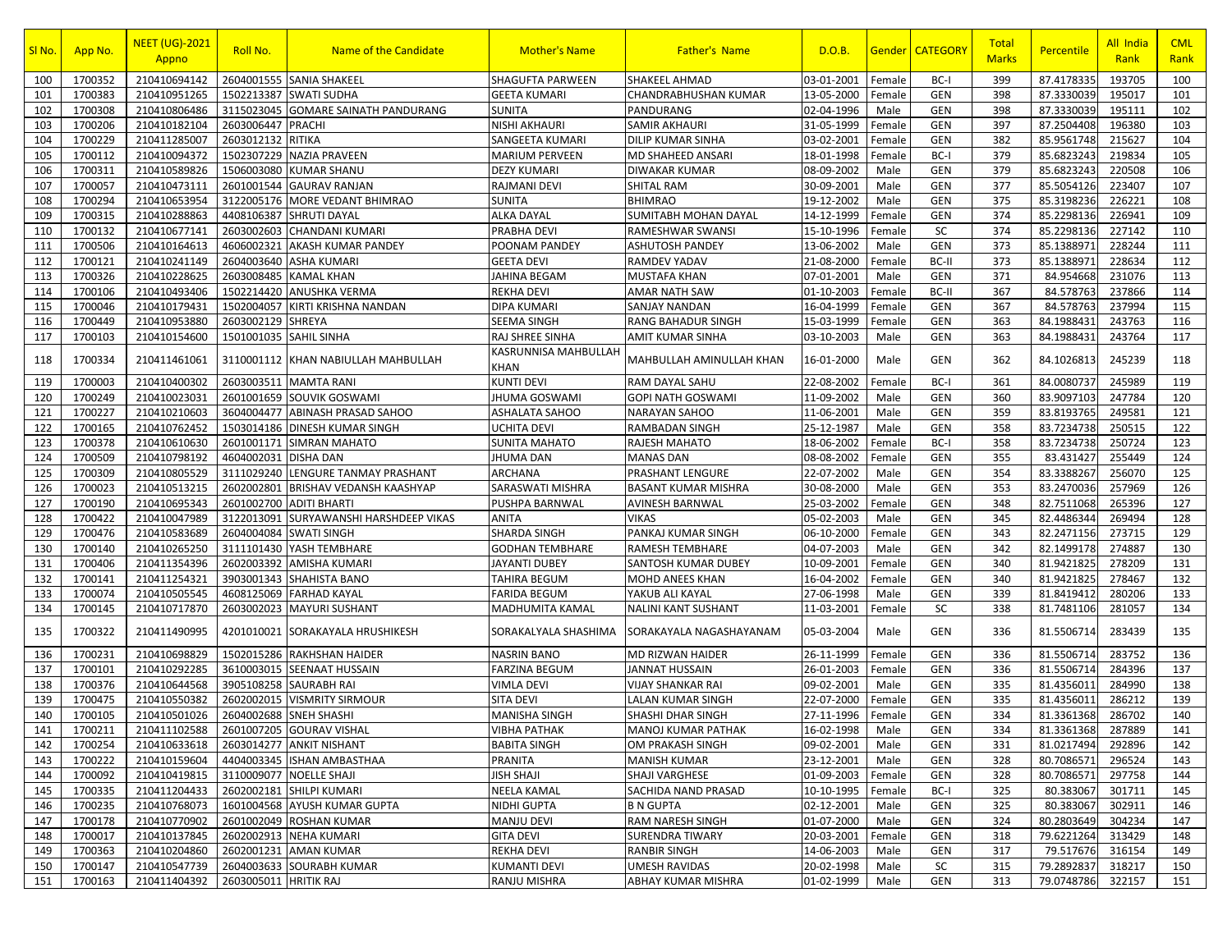| Sl No. | App No. | NEET (UG)-2021 Appno | Roll No. | Name of the Candidate | Mother's Name | Father's Name | D.O.B. | Gender | CATEGORY | Total Marks | Percentile | All India Rank | CML Rank |
|---|---|---|---|---|---|---|---|---|---|---|---|---|---|
| 100 | 1700352 | 210410694142 | 2604001555 | SANIA SHAKEEL | SHAGUFTA PARWEEN | SHAKEEL AHMAD | 03-01-2001 | Female | BC-I | 399 | 87.4178335 | 193705 | 100 |
| 101 | 1700383 | 210410951265 | 1502213387 | SWATI SUDHA | GEETA KUMARI | CHANDRABHUSHAN KUMAR | 13-05-2000 | Female | GEN | 398 | 87.3330039 | 195017 | 101 |
| 102 | 1700308 | 210410806486 | 3115023045 | GOMARE SAINATH PANDURANG | SUNITA | PANDURANG | 02-04-1996 | Male | GEN | 398 | 87.3330039 | 195111 | 102 |
| 103 | 1700206 | 210410182104 | 2603006447 | PRACHI | NISHI AKHAURI | SAMIR AKHAURI | 31-05-1999 | Female | GEN | 397 | 87.2504408 | 196380 | 103 |
| 104 | 1700229 | 210411285007 | 2603012132 | RITIKA | SANGEETA KUMARI | DILIP KUMAR SINHA | 03-02-2001 | Female | GEN | 382 | 85.9561748 | 215627 | 104 |
| 105 | 1700112 | 210410094372 | 1502307229 | NAZIA PRAVEEN | MARIUM PERVEEN | MD SHAHEED ANSARI | 18-01-1998 | Female | BC-I | 379 | 85.6823243 | 219834 | 105 |
| 106 | 1700311 | 210410589826 | 1506003080 | KUMAR SHANU | DEZY KUMARI | DIWAKAR KUMAR | 08-09-2002 | Male | GEN | 379 | 85.6823243 | 220508 | 106 |
| 107 | 1700057 | 210410473111 | 2601001544 | GAURAV RANJAN | RAJMANI DEVI | SHITAL RAM | 30-09-2001 | Male | GEN | 377 | 85.5054126 | 223407 | 107 |
| 108 | 1700294 | 210410653954 | 3122005176 | MORE VEDANT BHIMRAO | SUNITA | BHIMRAO | 19-12-2002 | Male | GEN | 375 | 85.3198236 | 226221 | 108 |
| 109 | 1700315 | 210410288863 | 4408106387 | SHRUTI DAYAL | ALKA DAYAL | SUMITABH MOHAN DAYAL | 14-12-1999 | Female | GEN | 374 | 85.2298136 | 226941 | 109 |
| 110 | 1700132 | 210410677141 | 2603002603 | CHANDANI KUMARI | PRABHA DEVI | RAMESHWAR SWANSI | 15-10-1996 | Female | SC | 374 | 85.2298136 | 227142 | 110 |
| 111 | 1700506 | 210410164613 | 4606002321 | AKASH KUMAR PANDEY | POONAM PANDEY | ASHUTOSH PANDEY | 13-06-2002 | Male | GEN | 373 | 85.1388971 | 228244 | 111 |
| 112 | 1700121 | 210410241149 | 2604003640 | ASHA KUMARI | GEETA DEVI | RAMDEV YADAV | 21-08-2000 | Female | BC-II | 373 | 85.1388971 | 228634 | 112 |
| 113 | 1700326 | 210410228625 | 2603008485 | KAMAL KHAN | JAHINA BEGAM | MUSTAFA KHAN | 07-01-2001 | Male | GEN | 371 | 84.954668 | 231076 | 113 |
| 114 | 1700106 | 210410493406 | 1502214420 | ANUSHKA VERMA | REKHA DEVI | AMAR NATH SAW | 01-10-2003 | Female | BC-II | 367 | 84.578763 | 237866 | 114 |
| 115 | 1700046 | 210410179431 | 1502004057 | KIRTI KRISHNA NANDAN | DIPA KUMARI | SANJAY NANDAN | 16-04-1999 | Female | GEN | 367 | 84.578763 | 237994 | 115 |
| 116 | 1700449 | 210410953880 | 2603002129 | SHREYA | SEEMA SINGH | RANG BAHADUR SINGH | 15-03-1999 | Female | GEN | 363 | 84.1988431 | 243763 | 116 |
| 117 | 1700103 | 210410154600 | 1501001035 | SAHIL SINHA | RAJ SHREE SINHA | AMIT KUMAR SINHA | 03-10-2003 | Male | GEN | 363 | 84.1988431 | 243764 | 117 |
| 118 | 1700334 | 210411461061 | 3110001112 | KHAN NABIULLAH MAHBULLAH | KASRUNNISA MAHBULLAH KHAN | MAHBULLAH AMINULLAH KHAN | 16-01-2000 | Male | GEN | 362 | 84.1026813 | 245239 | 118 |
| 119 | 1700003 | 210410400302 | 2603003511 | MAMTA RANI | KUNTI DEVI | RAM DAYAL SAHU | 22-08-2002 | Female | BC-I | 361 | 84.0080737 | 245989 | 119 |
| 120 | 1700249 | 210410023031 | 2601001659 | SOUVIK GOSWAMI | JHUMA GOSWAMI | GOPI NATH GOSWAMI | 11-09-2002 | Male | GEN | 360 | 83.9097103 | 247784 | 120 |
| 121 | 1700227 | 210410210603 | 3604004477 | ABINASH PRASAD SAHOO | ASHALATA SAHOO | NARAYAN SAHOO | 11-06-2001 | Male | GEN | 359 | 83.8193765 | 249581 | 121 |
| 122 | 1700165 | 210410762452 | 1503014186 | DINESH KUMAR SINGH | UCHITA DEVI | RAMBADAN SINGH | 25-12-1987 | Male | GEN | 358 | 83.7234738 | 250515 | 122 |
| 123 | 1700378 | 210410610630 | 2601001171 | SIMRAN MAHATO | SUNITA MAHATO | RAJESH MAHATO | 18-06-2002 | Female | BC-I | 358 | 83.7234738 | 250724 | 123 |
| 124 | 1700509 | 210410798192 | 4604002031 | DISHA DAN | JHUMA DAN | MANAS DAN | 08-08-2002 | Female | GEN | 355 | 83.431427 | 255449 | 124 |
| 125 | 1700309 | 210410805529 | 3111029240 | LENGURE TANMAY PRASHANT | ARCHANA | PRASHANT LENGURE | 22-07-2002 | Male | GEN | 354 | 83.3388267 | 256070 | 125 |
| 126 | 1700023 | 210410513215 | 2602002801 | BRISHAV VEDANSH KAASHYAP | SARASWATI MISHRA | BASANT KUMAR MISHRA | 30-08-2000 | Male | GEN | 353 | 83.2470036 | 257969 | 126 |
| 127 | 1700190 | 210410695343 | 2601002700 | ADITI BHARTI | PUSHPA BARNWAL | AVINESH BARNWAL | 25-03-2002 | Female | GEN | 348 | 82.7511068 | 265396 | 127 |
| 128 | 1700422 | 210410047989 | 3122013091 | SURYAWANSHI HARSHDEEP VIKAS | ANITA | VIKAS | 05-02-2003 | Male | GEN | 345 | 82.4486344 | 269494 | 128 |
| 129 | 1700476 | 210410583689 | 2604004084 | SWATI SINGH | SHARDA SINGH | PANKAJ KUMAR SINGH | 06-10-2000 | Female | GEN | 343 | 82.2471156 | 273715 | 129 |
| 130 | 1700140 | 210410265250 | 3111101430 | YASH TEMBHARE | GODHAN TEMBHARE | RAMESH TEMBHARE | 04-07-2003 | Male | GEN | 342 | 82.1499178 | 274887 | 130 |
| 131 | 1700406 | 210411354396 | 2602003392 | AMISHA KUMARI | JAYANTI DUBEY | SANTOSH KUMAR DUBEY | 10-09-2001 | Female | GEN | 340 | 81.9421825 | 278209 | 131 |
| 132 | 1700141 | 210411254321 | 3903001343 | SHAHISTA BANO | TAHIRA BEGUM | MOHD ANEES KHAN | 16-04-2002 | Female | GEN | 340 | 81.9421825 | 278467 | 132 |
| 133 | 1700074 | 210410505545 | 4608125069 | FARHAD KAYAL | FARIDA BEGUM | YAKUB ALI KAYAL | 27-06-1998 | Male | GEN | 339 | 81.8419412 | 280206 | 133 |
| 134 | 1700145 | 210410717870 | 2603002023 | MAYURI SUSHANT | MADHUMITA KAMAL | NALINI KANT SUSHANT | 11-03-2001 | Female | SC | 338 | 81.7481106 | 281057 | 134 |
| 135 | 1700322 | 210411490995 | 4201010021 | SORAKAYALA HRUSHIKESH | SORAKALYALA SHASHIMA | SORAKAYALA NAGASHAYANAM | 05-03-2004 | Male | GEN | 336 | 81.5506714 | 283439 | 135 |
| 136 | 1700231 | 210410698829 | 1502015286 | RAKHSHAN HAIDER | NASRIN BANO | MD RIZWAN HAIDER | 26-11-1999 | Female | GEN | 336 | 81.5506714 | 283752 | 136 |
| 137 | 1700101 | 210410292285 | 3610003015 | SEENAAT HUSSAIN | FARZINA BEGUM | JANNAT HUSSAIN | 26-01-2003 | Female | GEN | 336 | 81.5506714 | 284396 | 137 |
| 138 | 1700376 | 210410644568 | 3905108258 | SAURABH RAI | VIMLA DEVI | VIJAY SHANKAR RAI | 09-02-2001 | Male | GEN | 335 | 81.4356011 | 284990 | 138 |
| 139 | 1700475 | 210410550382 | 2602002015 | VISMRITY SIRMOUR | SITA DEVI | LALAN KUMAR SINGH | 22-07-2000 | Female | GEN | 335 | 81.4356011 | 286212 | 139 |
| 140 | 1700105 | 210410501026 | 2604002688 | SNEH SHASHI | MANISHA SINGH | SHASHI DHAR SINGH | 27-11-1996 | Female | GEN | 334 | 81.3361368 | 286702 | 140 |
| 141 | 1700211 | 210411102588 | 2601007205 | GOURAV VISHAL | VIBHA PATHAK | MANOJ KUMAR PATHAK | 16-02-1998 | Male | GEN | 334 | 81.3361368 | 287889 | 141 |
| 142 | 1700254 | 210410633618 | 2603014277 | ANKIT NISHANT | BABITA SINGH | OM PRAKASH SINGH | 09-02-2001 | Male | GEN | 331 | 81.0217494 | 292896 | 142 |
| 143 | 1700222 | 210410159604 | 4404003345 | ISHAN AMBASTHAA | PRANITA | MANISH KUMAR | 23-12-2001 | Male | GEN | 328 | 80.7086571 | 296524 | 143 |
| 144 | 1700092 | 210410419815 | 3110009077 | NOELLE SHAJI | JISH SHAJI | SHAJI VARGHESE | 01-09-2003 | Female | GEN | 328 | 80.7086571 | 297758 | 144 |
| 145 | 1700335 | 210411204433 | 2602002181 | SHILPI KUMARI | NEELA KAMAL | SACHIDA NAND PRASAD | 10-10-1995 | Female | BC-I | 325 | 80.383067 | 301711 | 145 |
| 146 | 1700235 | 210410768073 | 1601004568 | AYUSH KUMAR GUPTA | NIDHI GUPTA | B N GUPTA | 02-12-2001 | Male | GEN | 325 | 80.383067 | 302911 | 146 |
| 147 | 1700178 | 210410770902 | 2601002049 | ROSHAN KUMAR | MANJU DEVI | RAM NARESH SINGH | 01-07-2000 | Male | GEN | 324 | 80.2803649 | 304234 | 147 |
| 148 | 1700017 | 210410137845 | 2602002913 | NEHA KUMARI | GITA DEVI | SURENDRA TIWARY | 20-03-2001 | Female | GEN | 318 | 79.6221264 | 313429 | 148 |
| 149 | 1700363 | 210410204860 | 2602001231 | AMAN KUMAR | REKHA DEVI | RANBIR SINGH | 14-06-2003 | Male | GEN | 317 | 79.517676 | 316154 | 149 |
| 150 | 1700147 | 210410547739 | 2604003633 | SOURABH KUMAR | KUMANTI DEVI | UMESH RAVIDAS | 20-02-1998 | Male | SC | 315 | 79.2892837 | 318217 | 150 |
| 151 | 1700163 | 210411404392 | 2603005011 | HRITIK RAJ | RANJU MISHRA | ABHAY KUMAR MISHRA | 01-02-1999 | Male | GEN | 313 | 79.0748786 | 322157 | 151 |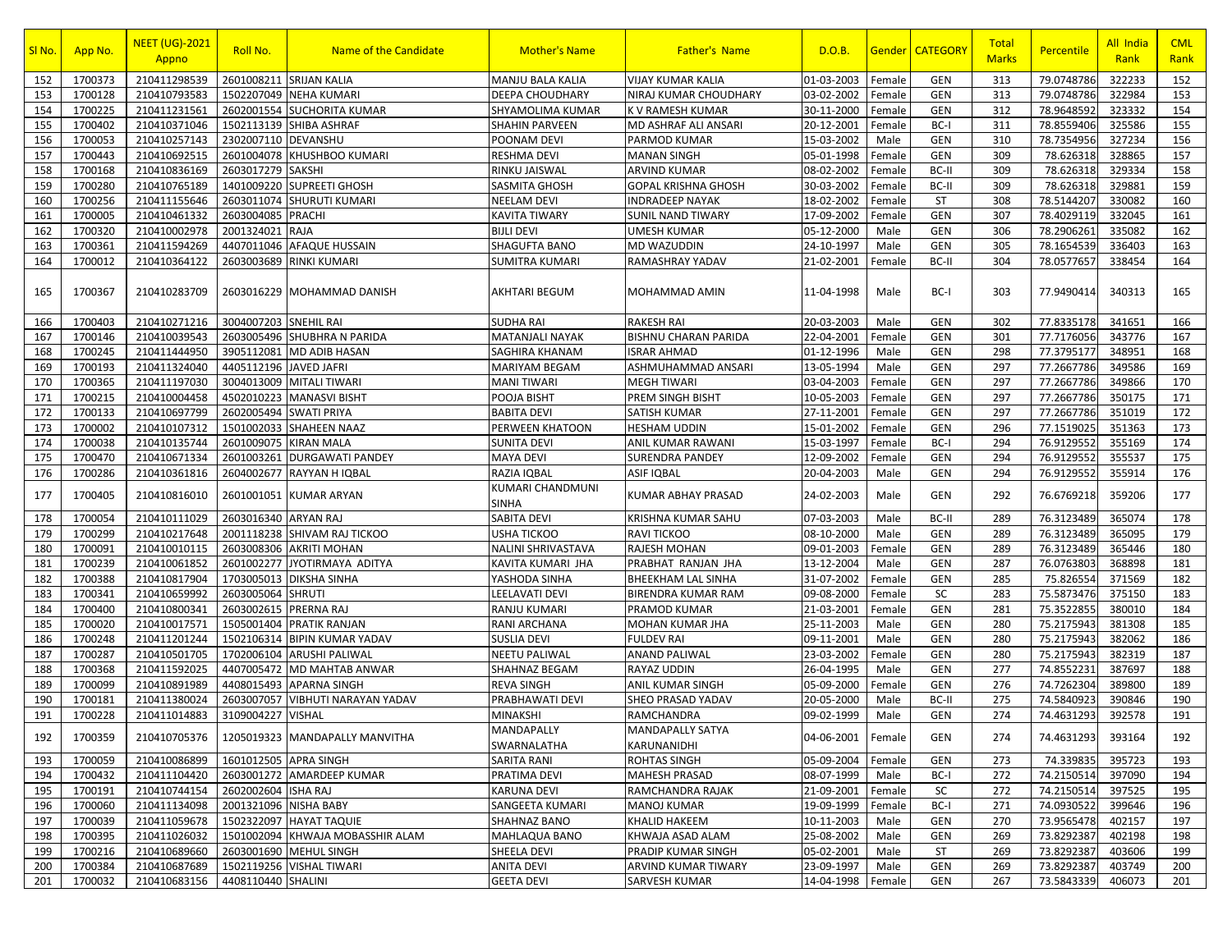| Sl No. | App No. | NEET (UG)-2021 Appno | Roll No. | Name of the Candidate | Mother's Name | Father's Name | D.O.B. | Gender | CATEGORY | Total Marks | Percentile | All India Rank | CML Rank |
|---|---|---|---|---|---|---|---|---|---|---|---|---|---|
| 152 | 1700373 | 210411298539 | 2601008211 | SRIJAN KALIA | MANJU BALA KALIA | VIJAY KUMAR KALIA | 01-03-2003 | Female | GEN | 313 | 79.0748786 | 322233 | 152 |
| 153 | 1700128 | 210410793583 | 1502207049 | NEHA KUMARI | DEEPA CHOUDHARY | NIRAJ KUMAR CHOUDHARY | 03-02-2002 | Female | GEN | 313 | 79.0748786 | 322984 | 153 |
| 154 | 1700225 | 210411231561 | 2602001554 | SUCHORITA KUMAR | SHYAMOLIMA KUMAR | K V RAMESH KUMAR | 30-11-2000 | Female | GEN | 312 | 78.9648592 | 323332 | 154 |
| 155 | 1700402 | 210410371046 | 1502113139 | SHIBA ASHRAF | SHAHIN PARVEEN | MD ASHRAF ALI ANSARI | 20-12-2001 | Female | BC-I | 311 | 78.8559406 | 325586 | 155 |
| 156 | 1700053 | 210410257143 | 2302007110 | DEVANSHU | POONAM DEVI | PARMOD KUMAR | 15-03-2002 | Male | GEN | 310 | 78.7354956 | 327234 | 156 |
| 157 | 1700443 | 210410692515 | 2601004078 | KHUSHBOO KUMARI | RESHMA DEVI | MANAN SINGH | 05-01-1998 | Female | GEN | 309 | 78.626318 | 328865 | 157 |
| 158 | 1700168 | 210410836169 | 2603017279 | SAKSHI | RINKU JAISWAL | ARVIND KUMAR | 08-02-2002 | Female | BC-II | 309 | 78.626318 | 329334 | 158 |
| 159 | 1700280 | 210410765189 | 1401009220 | SUPREETI GHOSH | SASMITA GHOSH | GOPAL KRISHNA GHOSH | 30-03-2002 | Female | BC-II | 309 | 78.626318 | 329881 | 159 |
| 160 | 1700256 | 210411155646 | 2603011074 | SHURUTI KUMARI | NEELAM DEVI | INDRADEEP NAYAK | 18-02-2002 | Female | ST | 308 | 78.5144207 | 330082 | 160 |
| 161 | 1700005 | 210410461332 | 2603004085 | PRACHI | KAVITA TIWARY | SUNIL NAND TIWARY | 17-09-2002 | Female | GEN | 307 | 78.4029119 | 332045 | 161 |
| 162 | 1700320 | 210410002978 | 2001324021 | RAJA | BIJLI DEVI | UMESH KUMAR | 05-12-2000 | Male | GEN | 306 | 78.2906261 | 335082 | 162 |
| 163 | 1700361 | 210411594269 | 4407011046 | AFAQUE HUSSAIN | SHAGUFTA BANO | MD WAZUDDIN | 24-10-1997 | Male | GEN | 305 | 78.1654539 | 336403 | 163 |
| 164 | 1700012 | 210410364122 | 2603003689 | RINKI KUMARI | SUMITRA KUMARI | RAMASHRAY YADAV | 21-02-2001 | Female | BC-II | 304 | 78.0577657 | 338454 | 164 |
| 165 | 1700367 | 210410283709 | 2603016229 | MOHAMMAD DANISH | AKHTARI BEGUM | MOHAMMAD AMIN | 11-04-1998 | Male | BC-I | 303 | 77.9490414 | 340313 | 165 |
| 166 | 1700403 | 210410271216 | 3004007203 | SNEHIL RAI | SUDHA RAI | RAKESH RAI | 20-03-2003 | Male | GEN | 302 | 77.8335178 | 341651 | 166 |
| 167 | 1700146 | 210410039543 | 2603005496 | SHUBHRA N PARIDA | MATANJALI NAYAK | BISHNU CHARAN PARIDA | 22-04-2001 | Female | GEN | 301 | 77.7176056 | 343776 | 167 |
| 168 | 1700245 | 210411444950 | 3905112081 | MD ADIB HASAN | SAGHIRA KHANAM | ISRAR AHMAD | 01-12-1996 | Male | GEN | 298 | 77.3795177 | 348951 | 168 |
| 169 | 1700193 | 210411324040 | 4405112196 | JAVED JAFRI | MARIYAM BEGAM | ASHMUHAMMAD ANSARI | 13-05-1994 | Male | GEN | 297 | 77.2667786 | 349586 | 169 |
| 170 | 1700365 | 210411197030 | 3004013009 | MITALI TIWARI | MANI TIWARI | MEGH TIWARI | 03-04-2003 | Female | GEN | 297 | 77.2667786 | 349866 | 170 |
| 171 | 1700215 | 210410004458 | 4502010223 | MANASVI BISHT | POOJA BISHT | PREM SINGH BISHT | 10-05-2003 | Female | GEN | 297 | 77.2667786 | 350175 | 171 |
| 172 | 1700133 | 210410697799 | 2602005494 | SWATI PRIYA | BABITA DEVI | SATISH KUMAR | 27-11-2001 | Female | GEN | 297 | 77.2667786 | 351019 | 172 |
| 173 | 1700002 | 210410107312 | 1501002033 | SHAHEEN NAAZ | PERWEEN KHATOON | HESHAM UDDIN | 15-01-2002 | Female | GEN | 296 | 77.1519025 | 351363 | 173 |
| 174 | 1700038 | 210410135744 | 2601009075 | KIRAN MALA | SUNITA DEVI | ANIL KUMAR RAWANI | 15-03-1997 | Female | BC-I | 294 | 76.9129552 | 355169 | 174 |
| 175 | 1700470 | 210410671334 | 2601003261 | DURGAWATI PANDEY | MAYA DEVI | SURENDRA PANDEY | 12-09-2002 | Female | GEN | 294 | 76.9129552 | 355537 | 175 |
| 176 | 1700286 | 210410361816 | 2604002677 | RAYYAN H IQBAL | RAZIA IQBAL | ASIF IQBAL | 20-04-2003 | Male | GEN | 294 | 76.9129552 | 355914 | 176 |
| 177 | 1700405 | 210410816010 | 2601001051 | KUMAR ARYAN | KUMARI CHANDMUNI SINHA | KUMAR ABHAY PRASAD | 24-02-2003 | Male | GEN | 292 | 76.6769218 | 359206 | 177 |
| 178 | 1700054 | 210410111029 | 2603016340 | ARYAN RAJ | SABITA DEVI | KRISHNA KUMAR SAHU | 07-03-2003 | Male | BC-II | 289 | 76.3123489 | 365074 | 178 |
| 179 | 1700299 | 210410217648 | 2001118238 | SHIVAM RAJ TICKOO | USHA TICKOO | RAVI TICKOO | 08-10-2000 | Male | GEN | 289 | 76.3123489 | 365095 | 179 |
| 180 | 1700091 | 210410010115 | 2603008306 | AKRITI MOHAN | NALINI SHRIVASTAVA | RAJESH MOHAN | 09-01-2003 | Female | GEN | 289 | 76.3123489 | 365446 | 180 |
| 181 | 1700239 | 210410061852 | 2601002277 | JYOTIRMAYA ADITYA | KAVITA KUMARI JHA | PRABHAT RANJAN JHA | 13-12-2004 | Male | GEN | 287 | 76.0763803 | 368898 | 181 |
| 182 | 1700388 | 210410817904 | 1703005013 | DIKSHA SINHA | YASHODA SINHA | BHEEKHAM LAL SINHA | 31-07-2002 | Female | GEN | 285 | 75.826554 | 371569 | 182 |
| 183 | 1700341 | 210410659992 | 2603005064 | SHRUTI | LEELAVATI DEVI | BIRENDRA KUMAR RAM | 09-08-2000 | Female | SC | 283 | 75.5873476 | 375150 | 183 |
| 184 | 1700400 | 210410800341 | 2603002615 | PRERNA RAJ | RANJU KUMARI | PRAMOD KUMAR | 21-03-2001 | Female | GEN | 281 | 75.3522855 | 380010 | 184 |
| 185 | 1700020 | 210410017571 | 1505001404 | PRATIK RANJAN | RANI ARCHANA | MOHAN KUMAR JHA | 25-11-2003 | Male | GEN | 280 | 75.2175943 | 381308 | 185 |
| 186 | 1700248 | 210411201244 | 1502106314 | BIPIN KUMAR YADAV | SUSLIA DEVI | FULDEV RAI | 09-11-2001 | Male | GEN | 280 | 75.2175943 | 382062 | 186 |
| 187 | 1700287 | 210410501705 | 1702006104 | ARUSHI PALIWAL | NEETU PALIWAL | ANAND PALIWAL | 23-03-2002 | Female | GEN | 280 | 75.2175943 | 382319 | 187 |
| 188 | 1700368 | 210411592025 | 4407005472 | MD MAHTAB ANWAR | SHAHNAZ BEGAM | RAYAZ UDDIN | 26-04-1995 | Male | GEN | 277 | 74.8552231 | 387697 | 188 |
| 189 | 1700099 | 210410891989 | 4408015493 | APARNA SINGH | REVA SINGH | ANIL KUMAR SINGH | 05-09-2000 | Female | GEN | 276 | 74.7262304 | 389800 | 189 |
| 190 | 1700181 | 210411380024 | 2603007057 | VIBHUTI NARAYAN YADAV | PRABHAWATI DEVI | SHEO PRASAD YADAV | 20-05-2000 | Male | BC-II | 275 | 74.5840923 | 390846 | 190 |
| 191 | 1700228 | 210411014883 | 3109004227 | VISHAL | MINAKSHI | RAMCHANDRA | 09-02-1999 | Male | GEN | 274 | 74.4631293 | 392578 | 191 |
| 192 | 1700359 | 210410705376 | 1205019323 | MANDAPALLY MANVITHA | MANDAPALLY SWARNALATHA | MANDAPALLY SATYA KARUNANIDHI | 04-06-2001 | Female | GEN | 274 | 74.4631293 | 393164 | 192 |
| 193 | 1700059 | 210410086899 | 1601012505 | APRA SINGH | SARITA RANI | ROHTAS SINGH | 05-09-2004 | Female | GEN | 273 | 74.339835 | 395723 | 193 |
| 194 | 1700432 | 210411104420 | 2603001272 | AMARDEEP KUMAR | PRATIMA DEVI | MAHESH PRASAD | 08-07-1999 | Male | BC-I | 272 | 74.2150514 | 397090 | 194 |
| 195 | 1700191 | 210410744154 | 2602002604 | ISHA RAJ | KARUNA DEVI | RAMCHANDRA RAJAK | 21-09-2001 | Female | SC | 272 | 74.2150514 | 397525 | 195 |
| 196 | 1700060 | 210411134098 | 2001321096 | NISHA BABY | SANGEETA KUMARI | MANOJ KUMAR | 19-09-1999 | Female | BC-I | 271 | 74.0930522 | 399646 | 196 |
| 197 | 1700039 | 210411059678 | 1502322097 | HAYAT TAQUIE | SHAHNAZ BANO | KHALID HAKEEM | 10-11-2003 | Male | GEN | 270 | 73.9565478 | 402157 | 197 |
| 198 | 1700395 | 210411026032 | 1501002094 | KHWAJA MOBASSHIR ALAM | MAHLAQUA BANO | KHWAJA ASAD ALAM | 25-08-2002 | Male | GEN | 269 | 73.8292387 | 402198 | 198 |
| 199 | 1700216 | 210410689660 | 2603001690 | MEHUL SINGH | SHEELA DEVI | PRADIP KUMAR SINGH | 05-02-2001 | Male | ST | 269 | 73.8292387 | 403606 | 199 |
| 200 | 1700384 | 210410687689 | 1502119256 | VISHAL TIWARI | ANITA DEVI | ARVIND KUMAR TIWARY | 23-09-1997 | Male | GEN | 269 | 73.8292387 | 403749 | 200 |
| 201 | 1700032 | 210410683156 | 4408110440 | SHALINI | GEETA DEVI | SARVESH KUMAR | 14-04-1998 | Female | GEN | 267 | 73.5843339 | 406073 | 201 |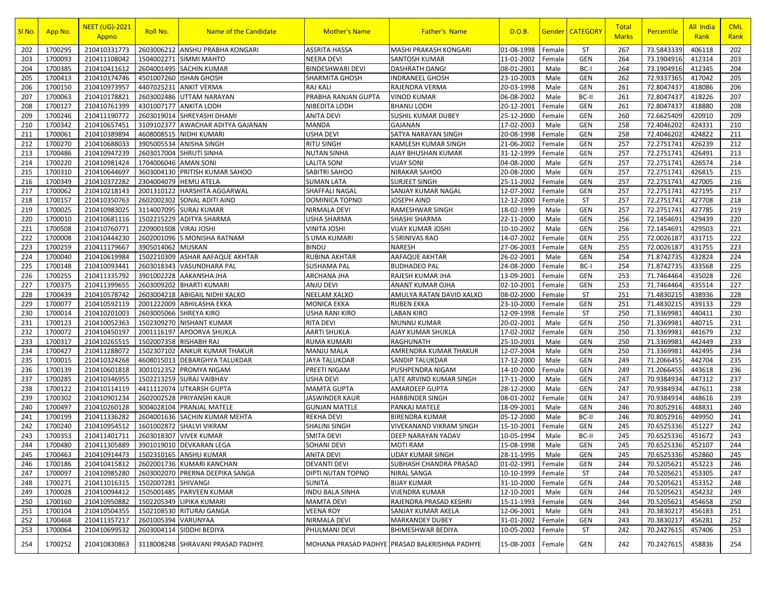| Sl No. | App No. | NEET (UG)-2021 Appno | Roll No. | Name of the Candidate | Mother's Name | Father's Name | D.O.B. | Gender | CATEGORY | Total Marks | Percentile | All India Rank | CML Rank |
|---|---|---|---|---|---|---|---|---|---|---|---|---|---|
| 202 | 1700295 | 210410331773 | 2603006212 | ANSHU PRABHA KONGARI | ASSRITA HASSA | MASHI PRAKASH KONGARI | 01-08-1998 | Female | ST | 267 | 73.5843339 | 406118 | 202 |
| 203 | 1700093 | 210411108042 | 1504002271 | SIMMI MAHTO | NEERA DEVI | SANTOSH KUMAR | 11-01-2002 | Female | GEN | 264 | 73.1904916 | 412314 | 203 |
| 204 | 1700385 | 210410411612 | 2604001495 | SACHIN KUMAR | BINDESHWARI DEVI | DASHRATH DANGI | 08-01-2001 | Male | BC-I | 264 | 73.1904916 | 412345 | 204 |
| 205 | 1700413 | 210410174746 | 4501007260 | ISHAN GHOSH | SHARMITA GHOSH | INDRANEEL GHOSH | 23-10-2003 | Male | GEN | 262 | 72.9337365 | 417042 | 205 |
| 206 | 1700150 | 210410973957 | 4407025231 | ANKIT VERMA | RAJ KALI | RAJENDRA VERMA | 20-03-1998 | Male | GEN | 261 | 72.8047437 | 418086 | 206 |
| 207 | 1700063 | 210410178821 | 2603002486 | UTTAM NARAYAN | PRABHA RANJAN GUPTA | VINOD KUMAR | 06-08-2002 | Male | BC-II | 261 | 72.8047437 | 418226 | 207 |
| 208 | 1700127 | 210410761399 | 4301007177 | ANKITA LODH | NIBEDITA LODH | BHANU LODH | 20-12-2001 | Female | GEN | 261 | 72.8047437 | 418880 | 208 |
| 209 | 1700246 | 210411190772 | 2603019014 | SHREYASHI DHAMI | ANITA DEVI | SUSHIL KUMAR DUBEY | 25-12-2000 | Female | GEN | 260 | 72.6625409 | 420910 | 209 |
| 210 | 1700342 | 210410657451 | 3109102377 | AWACHAR ADITYA GAJANAN | MANDA | GAJANAN | 17-02-2003 | Male | GEN | 258 | 72.4046202 | 424331 | 210 |
| 211 | 1700061 | 210410389894 | 4608008515 | NIDHI KUMARI | USHA DEVI | SATYA NARAYAN SINGH | 20-08-1998 | Female | GEN | 258 | 72.4046202 | 424822 | 211 |
| 212 | 1700270 | 210410688033 | 3905005534 | ANISHA SINGH | RITU SINGH | KAMLESH KUMAR SINGH | 21-06-2002 | Female | GEN | 257 | 72.2751741 | 426239 | 212 |
| 213 | 1700486 | 210410947239 | 2603017004 | SHRUTI SINHA | NUTAN SINHA | AJAY BHUSHAN KUMAR | 31-12-1999 | Female | GEN | 257 | 72.2751741 | 426491 | 213 |
| 214 | 1700220 | 210410981424 | 1704006046 | AMAN SONI | LALITA SONI | VIJAY SONI | 04-08-2000 | Male | GEN | 257 | 72.2751741 | 426574 | 214 |
| 215 | 1700310 | 210410644697 | 3603004130 | PRITISH KUMAR SAHOO | SABITRI SAHOO | NIRAKAR SAHOO | 20-08-2000 | Male | GEN | 257 | 72.2751741 | 426815 | 215 |
| 216 | 1700349 | 210410372282 | 2304004079 | HEMU ATELA | SUMAN LATA | SURJEET SINGH | 25-11-2002 | Female | GEN | 257 | 72.2751741 | 427005 | 216 |
| 217 | 1700062 | 210410218143 | 2001310122 | HARSHITA AGGARWAL | SHAFFALI NAGAL | SANJAY KUMAR NAGAL | 12-07-2002 | Female | GEN | 257 | 72.2751741 | 427195 | 217 |
| 218 | 1700157 | 210410350763 | 2602002302 | SONAL ADITI AIND | DOMINICA TOPNO | JOSEPH AIND | 12-12-2000 | Female | ST | 257 | 72.2751741 | 427708 | 218 |
| 219 | 1700025 | 210410983025 | 3114007095 | SURAJ KUMAR | NIRMALA DEVI | RAMESHWAR SINGH | 18-02-1999 | Male | GEN | 257 | 72.2751741 | 427785 | 219 |
| 220 | 1700010 | 210410681116 | 1502215229 | ADITYA SHARMA | USHA SHARMA | SHASHI SHARMA | 22-11-2000 | Male | GEN | 256 | 72.1454691 | 429439 | 220 |
| 221 | 1700508 | 210410760771 | 2209001508 | VIRAJ JOSHI | VINITA JOSHI | VIJAY KUMAR JOSHI | 10-10-2002 | Male | GEN | 256 | 72.1454691 | 429503 | 221 |
| 222 | 1700008 | 210410444230 | 2602001096 | S MONISHA RATNAM | S UMA KUMARI | S SRINIVAS RAO | 14-07-2002 | Female | GEN | 255 | 72.0026187 | 431715 | 222 |
| 223 | 1700259 | 210411179667 | 3905014062 | MUSKAN | BINDU | NARESH | 27-06-2003 | Female | GEN | 255 | 72.0026187 | 431755 | 223 |
| 224 | 1700040 | 210410619984 | 1502210309 | ASHAR AAFAQUE AKHTAR | RUBINA AKHTAR | AAFAQUE AKHTAR | 26-02-2001 | Male | GEN | 254 | 71.8742735 | 432824 | 224 |
| 225 | 1700148 | 210410093441 | 2603018343 | VASUNDHARA PAL | SUSHAMA PAL | BUDHADEO PAL | 24-08-2000 | Female | BC-I | 254 | 71.8742735 | 433568 | 225 |
| 226 | 1700255 | 210411335792 | 3901002228 | AAKANSHA JHA | ARCHANA JHA | RAJESH KUMAR JHA | 13-09-2001 | Female | GEN | 253 | 71.7464464 | 435028 | 226 |
| 227 | 1700375 | 210411399655 | 2603009202 | BHARTI KUMARI | ANJU DEVI | ANANT KUMAR OJHA | 02-10-2001 | Female | GEN | 253 | 71.7464464 | 435514 | 227 |
| 228 | 1700439 | 210410578742 | 2603004218 | ABIGAIL NIDHI XALXO | NEELAM XALXO | AMULYA RATAN DAVID XALXO | 08-02-2000 | Female | ST | 251 | 71.4830215 | 438936 | 228 |
| 229 | 1700077 | 210410592119 | 2001222009 | ABHILASHA EKKA | MONICA EKKA | RUBEN EKKA | 23-10-2000 | Female | GEN | 251 | 71.4830215 | 439133 | 229 |
| 230 | 1700014 | 210410201003 | 2603005066 | SHREYA KIRO | USHA RANI KIRO | LABAN KIRO | 12-09-1998 | Female | ST | 250 | 71.3369981 | 440411 | 230 |
| 231 | 1700123 | 210410052363 | 1502309270 | NISHANT KUMAR | RITA DEVI | MUNNU KUMAR | 20-02-2001 | Male | GEN | 250 | 71.3369981 | 440715 | 231 |
| 232 | 1700072 | 210410450197 | 2001116197 | APOORVA SHUKLA | AARTI SHUKLA | AJAY KUMAR SHUKLA | 17-02-2002 | Female | GEN | 250 | 71.3369981 | 441679 | 232 |
| 233 | 1700317 | 210410265515 | 1502007358 | RISHABH RAJ | RUMA KUMARI | RAGHUNATH | 25-10-2001 | Male | GEN | 250 | 71.3369981 | 442449 | 233 |
| 234 | 1700427 | 210411288072 | 1502307102 | ANKUR KUMAR THAKUR | MANJU MALA | AMRENDRA KUMAR THAKUR | 12-07-2004 | Male | GEN | 250 | 71.3369981 | 442495 | 234 |
| 235 | 1700015 | 210410324268 | 4608015013 | DEBARGHYA TALUKDAR | JAYA TALUKDAR | SANDIP TALUKDAR | 17-12-2000 | Male | GEN | 249 | 71.2066455 | 442704 | 235 |
| 236 | 1700139 | 210410601818 | 3001012352 | PROMYA NIGAM | PREETI NIGAM | PUSHPENDRA NIGAM | 14-10-2000 | Female | GEN | 249 | 71.2066455 | 443618 | 236 |
| 237 | 1700285 | 210410346955 | 1502213259 | SURAJ VAIBHAV | USHA DEVI | LATE ARVIND KUMAR SINGH | 17-11-2000 | Male | GEN | 247 | 70.9384934 | 447312 | 237 |
| 238 | 1700122 | 210410114119 | 4411112074 | UTKARSH GUPTA | MAMTA GUPTA | AMARDEEP GUPTA | 28-12-2000 | Male | GEN | 247 | 70.9384934 | 447611 | 238 |
| 239 | 1700302 | 210410901234 | 2602002528 | PRIYANSHI KAUR | JASWINDER KAUR | HARBINDER SINGH | 08-01-2002 | Female | GEN | 247 | 70.9384934 | 448616 | 239 |
| 240 | 1700497 | 210410260128 | 3004028104 | PRANJAL MATELE | GUNJAN MATELE | PANKAJ MATELE | 18-09-2001 | Male | GEN | 246 | 70.8052916 | 448831 | 240 |
| 241 | 1700199 | 210411336282 | 2604001636 | SACHIN KUMAR MEHTA | REKHA DEVI | BIRENDRA KUMAR | 05-12-2000 | Male | BC-II | 246 | 70.8052916 | 449950 | 241 |
| 242 | 1700240 | 210410954512 | 1601002872 | SHALVI VIKRAM | SHALINI SINGH | VIVEKANAND VIKRAM SINGH | 15-10-2001 | Female | GEN | 245 | 70.6525336 | 451227 | 242 |
| 243 | 1700353 | 210411401711 | 2603018307 | VIVEK KUMAR | SMITA DEVI | DEEP NARAYAN YADAV | 10-05-1994 | Male | BC-II | 245 | 70.6525336 | 451672 | 243 |
| 244 | 1700480 | 210411305889 | 3901019010 | DEVKARAN LEGA | SOHANI DEVI | MOTI RAM | 15-08-1998 | Male | GEN | 245 | 70.6525336 | 452107 | 244 |
| 245 | 1700463 | 210410914473 | 1502310165 | ANSHU KUMAR | ANITA DEVI | UDAY KUMAR SINGH | 28-11-1995 | Male | GEN | 245 | 70.6525336 | 452860 | 245 |
| 246 | 1700186 | 210410415812 | 2602001736 | KUMARI KANCHAN | DEVANTI DEVI | SUBHASH CHANDRA PRASAD | 01-02-1991 | Female | GEN | 244 | 70.5205621 | 453223 | 246 |
| 247 | 1700097 | 210410985280 | 2603002070 | PRERNA DEEPIKA SANGA | DIPTI NUTAN TOPNO | NIRAL SANGA | 10-10-1999 | Female | ST | 244 | 70.5205621 | 453305 | 247 |
| 248 | 1700271 | 210411016315 | 1502007281 | SHIVANGI | SUNITA | BIJAY KUMAR | 31-10-2000 | Female | GEN | 244 | 70.5205621 | 453352 | 248 |
| 249 | 1700028 | 210410094412 | 1505001485 | PARVEEN KUMAR | INDU BALA SINHA | VIJENDRA KUMAR | 12-10-2001 | Male | GEN | 244 | 70.5205621 | 454232 | 249 |
| 250 | 1700160 | 210410950882 | 1502205349 | LIPIKA KUMARI | MAMTA DEVI | RAJENDRA PRASAD KESHRI | 15-11-1993 | Female | GEN | 244 | 70.5205621 | 454658 | 250 |
| 251 | 1700104 | 210410504355 | 1502108530 | RITURAJ GANGA | VEENA ROY | SANJAY KUMAR AKELA | 12-06-2001 | Male | GEN | 243 | 70.3830217 | 456183 | 251 |
| 252 | 1700468 | 210411357217 | 2601005394 | VARUNYAA | NIRMALA DEVI | MARKANDEY DUBEY | 31-01-2002 | Female | GEN | 243 | 70.3830217 | 456281 | 252 |
| 253 | 1700064 | 210410699532 | 2603004114 | SIDDHI BEDIYA | PHULMANI DEVI | BHIMESHWAR BEDIYA | 10-05-2002 | Female | ST | 242 | 70.2427615 | 457406 | 253 |
| 254 | 1700252 | 210410830863 | 3118008248 | SHRAVANI PRASAD PADHYE | MOHANA PRASAD PADHYE | PRASAD BALKRISHNA PADHYE | 15-08-2003 | Female | GEN | 242 | 70.2427615 | 458836 | 254 |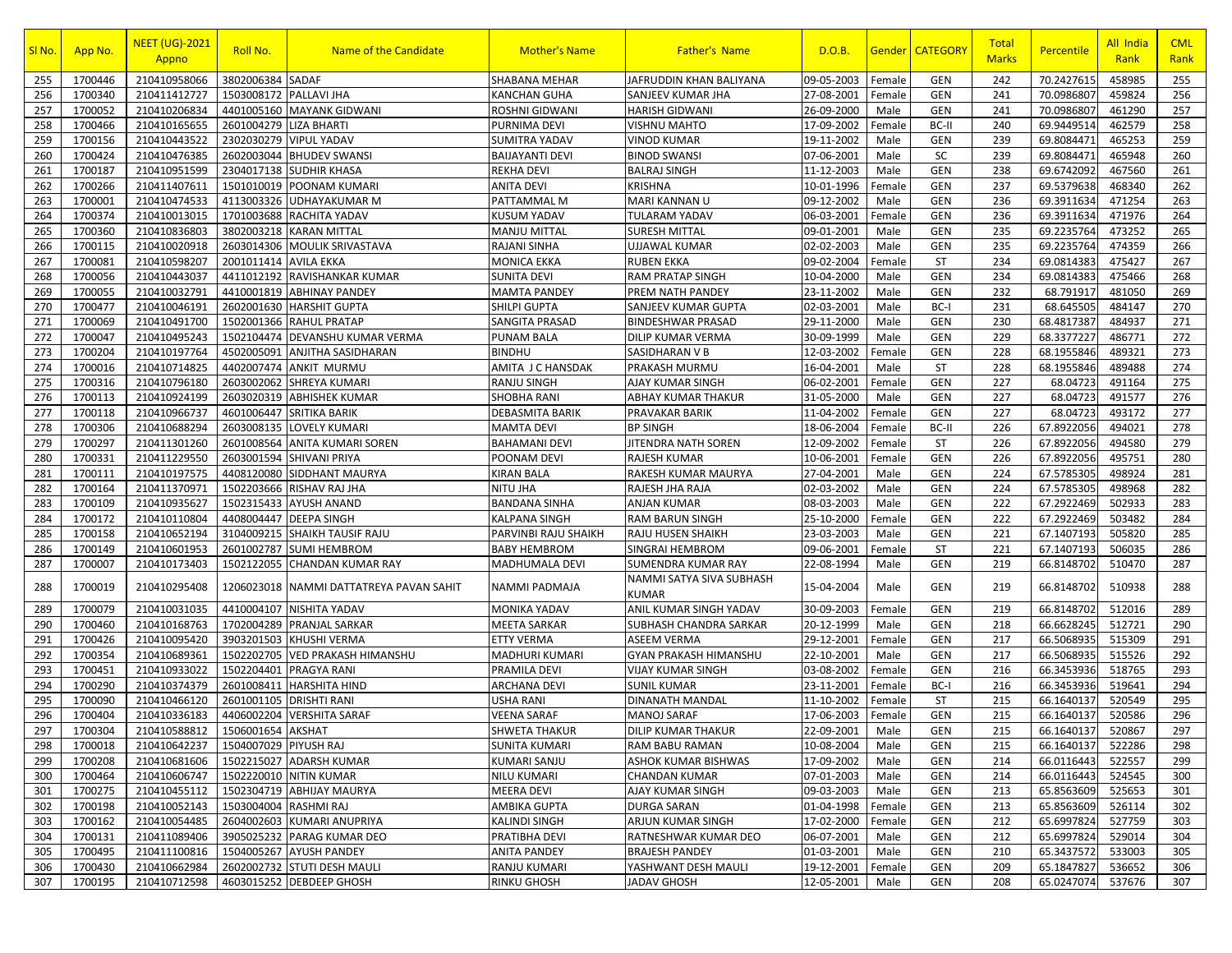| Sl No. | App No. | NEET (UG)-2021 Appno | Roll No. | Name of the Candidate | Mother's Name | Father's Name | D.O.B. | Gender | CATEGORY | Total Marks | Percentile | All India Rank | CML Rank |
|---|---|---|---|---|---|---|---|---|---|---|---|---|---|
| 255 | 1700446 | 210410958066 | 3802006384 | SADAF | SHABANA MEHAR | JAFRUDDIN KHAN BALIYANA | 09-05-2003 | Female | GEN | 242 | 70.2427615 | 458985 | 255 |
| 256 | 1700340 | 210411412727 | 1503008172 | PALLAVI JHA | KANCHAN GUHA | SANJEEV KUMAR JHA | 27-08-2001 | Female | GEN | 241 | 70.0986807 | 459824 | 256 |
| 257 | 1700052 | 210410206834 | 4401005160 | MAYANK GIDWANI | ROSHNI GIDWANI | HARISH GIDWANI | 26-09-2000 | Male | GEN | 241 | 70.0986807 | 461290 | 257 |
| 258 | 1700466 | 210410165655 | 2601004279 | LIZA BHARTI | PURNIMA DEVI | VISHNU MAHTO | 17-09-2002 | Female | BC-II | 240 | 69.9449514 | 462579 | 258 |
| 259 | 1700156 | 210410443522 | 2302030279 | VIPUL YADAV | SUMITRA YADAV | VINOD KUMAR | 19-11-2002 | Male | GEN | 239 | 69.8084471 | 465253 | 259 |
| 260 | 1700424 | 210410476385 | 2602003044 | BHUDEV SWANSI | BAIJAYANTI DEVI | BINOD SWANSI | 07-06-2001 | Male | SC | 239 | 69.8084471 | 465948 | 260 |
| 261 | 1700187 | 210410951599 | 2304017138 | SUDHIR KHASA | REKHA DEVI | BALRAJ SINGH | 11-12-2003 | Male | GEN | 238 | 69.6742092 | 467560 | 261 |
| 262 | 1700266 | 210411407611 | 1501010019 | POONAM KUMARI | ANITA DEVI | KRISHNA | 10-01-1996 | Female | GEN | 237 | 69.5379638 | 468340 | 262 |
| 263 | 1700001 | 210410474533 | 4113003326 | UDHAYAKUMAR M | PATTAMMAL M | MARI KANNAN U | 09-12-2002 | Male | GEN | 236 | 69.3911634 | 471254 | 263 |
| 264 | 1700374 | 210410013015 | 1701003688 | RACHITA YADAV | KUSUM YADAV | TULARAM YADAV | 06-03-2001 | Female | GEN | 236 | 69.3911634 | 471976 | 264 |
| 265 | 1700360 | 210410836803 | 3802003218 | KARAN MITTAL | MANJU MITTAL | SURESH MITTAL | 09-01-2001 | Male | GEN | 235 | 69.2235764 | 473252 | 265 |
| 266 | 1700115 | 210410020918 | 2603014306 | MOULIK SRIVASTAVA | RAJANI SINHA | UJJAWAL KUMAR | 02-02-2003 | Male | GEN | 235 | 69.2235764 | 474359 | 266 |
| 267 | 1700081 | 210410598207 | 2001011414 | AVILA EKKA | MONICA EKKA | RUBEN EKKA | 09-02-2004 | Female | ST | 234 | 69.0814383 | 475427 | 267 |
| 268 | 1700056 | 210410443037 | 4411012192 | RAVISHANKAR KUMAR | SUNITA DEVI | RAM PRATAP SINGH | 10-04-2000 | Male | GEN | 234 | 69.0814383 | 475466 | 268 |
| 269 | 1700055 | 210410032791 | 4410001819 | ABHINAY PANDEY | MAMTA PANDEY | PREM NATH PANDEY | 23-11-2002 | Male | GEN | 232 | 68.791917 | 481050 | 269 |
| 270 | 1700477 | 210410046191 | 2602001630 | HARSHIT GUPTA | SHILPI GUPTA | SANJEEV KUMAR GUPTA | 02-03-2001 | Male | BC-I | 231 | 68.645505 | 484147 | 270 |
| 271 | 1700069 | 210410491700 | 1502001366 | RAHUL PRATAP | SANGITA PRASAD | BINDESHWAR PRASAD | 29-11-2000 | Male | GEN | 230 | 68.4817387 | 484937 | 271 |
| 272 | 1700047 | 210410495243 | 1502104474 | DEVANSHU KUMAR VERMA | PUNAM BALA | DILIP KUMAR VERMA | 30-09-1999 | Male | GEN | 229 | 68.3377227 | 486771 | 272 |
| 273 | 1700204 | 210410197764 | 4502005091 | ANJITHA SASIDHARAN | BINDHU | SASIDHARAN V B | 12-03-2002 | Female | GEN | 228 | 68.1955846 | 489321 | 273 |
| 274 | 1700016 | 210410714825 | 4402007474 | ANKIT MURMU | AMITA J C HANSDAK | PRAKASH MURMU | 16-04-2001 | Male | ST | 228 | 68.1955846 | 489488 | 274 |
| 275 | 1700316 | 210410796180 | 2603002062 | SHREYA KUMARI | RANJU SINGH | AJAY KUMAR SINGH | 06-02-2001 | Female | GEN | 227 | 68.04723 | 491164 | 275 |
| 276 | 1700113 | 210410924199 | 2603020319 | ABHISHEK KUMAR | SHOBHA RANI | ABHAY KUMAR THAKUR | 31-05-2000 | Male | GEN | 227 | 68.04723 | 491577 | 276 |
| 277 | 1700118 | 210410966737 | 4601006447 | SRITIKA BARIK | DEBASMITA BARIK | PRAVAKAR BARIK | 11-04-2002 | Female | GEN | 227 | 68.04723 | 493172 | 277 |
| 278 | 1700306 | 210410688294 | 2603008135 | LOVELY KUMARI | MAMTA DEVI | BP SINGH | 18-06-2004 | Female | BC-II | 226 | 67.8922056 | 494021 | 278 |
| 279 | 1700297 | 210411301260 | 2601008564 | ANITA KUMARI SOREN | BAHAMANI DEVI | JITENDRA NATH SOREN | 12-09-2002 | Female | ST | 226 | 67.8922056 | 494580 | 279 |
| 280 | 1700331 | 210411229550 | 2603001594 | SHIVANI PRIYA | POONAM DEVI | RAJESH KUMAR | 10-06-2001 | Female | GEN | 226 | 67.8922056 | 495751 | 280 |
| 281 | 1700111 | 210410197575 | 4408120080 | SIDDHANT MAURYA | KIRAN BALA | RAKESH KUMAR MAURYA | 27-04-2001 | Male | GEN | 224 | 67.5785305 | 498924 | 281 |
| 282 | 1700164 | 210411370971 | 1502203666 | RISHAV RAJ JHA | NITU JHA | RAJESH JHA RAJA | 02-03-2002 | Male | GEN | 224 | 67.5785305 | 498968 | 282 |
| 283 | 1700109 | 210410935627 | 1502315433 | AYUSH ANAND | BANDANA SINHA | ANJAN KUMAR | 08-03-2003 | Male | GEN | 222 | 67.2922469 | 502933 | 283 |
| 284 | 1700172 | 210410110804 | 4408004447 | DEEPA SINGH | KALPANA SINGH | RAM BARUN SINGH | 25-10-2000 | Female | GEN | 222 | 67.2922469 | 503482 | 284 |
| 285 | 1700158 | 210410652194 | 3104009215 | SHAIKH TAUSIF RAJU | PARVINBI RAJU SHAIKH | RAJU HUSEN SHAIKH | 23-03-2003 | Male | GEN | 221 | 67.1407193 | 505820 | 285 |
| 286 | 1700149 | 210410601953 | 2601002787 | SUMI HEMBROM | BABY HEMBROM | SINGRAI HEMBROM | 09-06-2001 | Female | ST | 221 | 67.1407193 | 506035 | 286 |
| 287 | 1700007 | 210410173403 | 1502122055 | CHANDAN KUMAR RAY | MADHUMALA DEVI | SUMENDRA KUMAR RAY | 22-08-1994 | Male | GEN | 219 | 66.8148702 | 510470 | 287 |
| 288 | 1700019 | 210410295408 | 1206023018 | NAMMI DATTATREYA PAVAN SAHIT | NAMMI PADMAJA | NAMMI SATYA SIVA SUBHASH KUMAR | 15-04-2004 | Male | GEN | 219 | 66.8148702 | 510938 | 288 |
| 289 | 1700079 | 210410031035 | 4410004107 | NISHITA YADAV | MONIKA YADAV | ANIL KUMAR SINGH YADAV | 30-09-2003 | Female | GEN | 219 | 66.8148702 | 512016 | 289 |
| 290 | 1700460 | 210410168763 | 1702004289 | PRANJAL SARKAR | MEETA SARKAR | SUBHASH CHANDRA SARKAR | 20-12-1999 | Male | GEN | 218 | 66.6628245 | 512721 | 290 |
| 291 | 1700426 | 210410095420 | 3903201503 | KHUSHI VERMA | ETTY VERMA | ASEEM VERMA | 29-12-2001 | Female | GEN | 217 | 66.5068935 | 515309 | 291 |
| 292 | 1700354 | 210410689361 | 1502202705 | VED PRAKASH HIMANSHU | MADHURI KUMARI | GYAN PRAKASH HIMANSHU | 22-10-2001 | Male | GEN | 217 | 66.5068935 | 515526 | 292 |
| 293 | 1700451 | 210410933022 | 1502204401 | PRAGYA RANI | PRAMILA DEVI | VIJAY KUMAR SINGH | 03-08-2002 | Female | GEN | 216 | 66.3453936 | 518765 | 293 |
| 294 | 1700290 | 210410374379 | 2601008411 | HARSHITA HIND | ARCHANA DEVI | SUNIL KUMAR | 23-11-2001 | Female | BC-I | 216 | 66.3453936 | 519641 | 294 |
| 295 | 1700090 | 210410466120 | 2601001105 | DRISHTI RANI | USHA RANI | DINANATH MANDAL | 11-10-2002 | Female | ST | 215 | 66.1640137 | 520549 | 295 |
| 296 | 1700404 | 210410336183 | 4406002204 | VERSHITA SARAF | VEENA SARAF | MANOJ SARAF | 17-06-2003 | Female | GEN | 215 | 66.1640137 | 520586 | 296 |
| 297 | 1700304 | 210410588812 | 1506001654 | AKSHAT | SHWETA THAKUR | DILIP KUMAR THAKUR | 22-09-2001 | Male | GEN | 215 | 66.1640137 | 520867 | 297 |
| 298 | 1700018 | 210410642237 | 1504007029 | PIYUSH RAJ | SUNITA KUMARI | RAM BABU RAMAN | 10-08-2004 | Male | GEN | 215 | 66.1640137 | 522286 | 298 |
| 299 | 1700208 | 210410681606 | 1502215027 | ADARSH KUMAR | KUMARI SANJU | ASHOK KUMAR BISHWAS | 17-09-2002 | Male | GEN | 214 | 66.0116443 | 522557 | 299 |
| 300 | 1700464 | 210410606747 | 1502220010 | NITIN KUMAR | NILU KUMARI | CHANDAN KUMAR | 07-01-2003 | Male | GEN | 214 | 66.0116443 | 524545 | 300 |
| 301 | 1700275 | 210410455112 | 1502304719 | ABHIJAY MAURYA | MEERA DEVI | AJAY KUMAR SINGH | 09-03-2003 | Male | GEN | 213 | 65.8563609 | 525653 | 301 |
| 302 | 1700198 | 210410052143 | 1503004004 | RASHMI RAJ | AMBIKA GUPTA | DURGA SARAN | 01-04-1998 | Female | GEN | 213 | 65.8563609 | 526114 | 302 |
| 303 | 1700162 | 210410054485 | 2604002603 | KUMARI ANUPRIYA | KALINDI SINGH | ARJUN KUMAR SINGH | 17-02-2000 | Female | GEN | 212 | 65.6997824 | 527759 | 303 |
| 304 | 1700131 | 210411089406 | 3905025232 | PARAG KUMAR DEO | PRATIBHA DEVI | RATNESHWAR KUMAR DEO | 06-07-2001 | Male | GEN | 212 | 65.6997824 | 529014 | 304 |
| 305 | 1700495 | 210411100816 | 1504005267 | AYUSH PANDEY | ANITA PANDEY | BRAJESH PANDEY | 01-03-2001 | Male | GEN | 210 | 65.3437572 | 533003 | 305 |
| 306 | 1700430 | 210410662984 | 2602002732 | STUTI DESH MAULI | RANJU KUMARI | YASHWANT DESH MAULI | 19-12-2001 | Female | GEN | 209 | 65.1847827 | 536652 | 306 |
| 307 | 1700195 | 210410712598 | 4603015252 | DEBDEEP GHOSH | RINKU GHOSH | JADAV GHOSH | 12-05-2001 | Male | GEN | 208 | 65.0247074 | 537676 | 307 |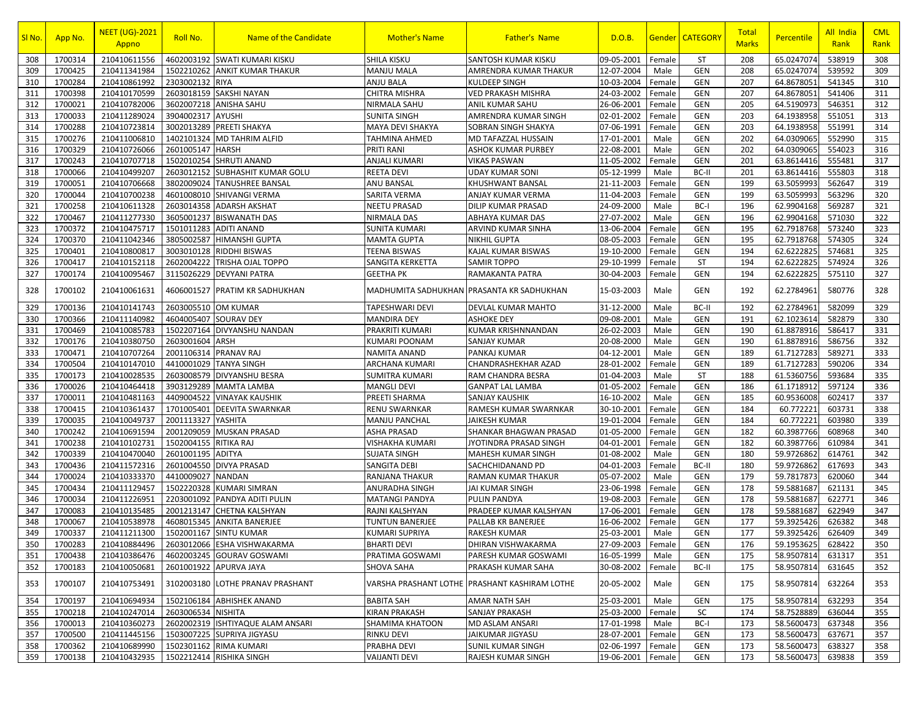| Sl No. | App No. | NEET (UG)-2021 Appno | Roll No. | Name of the Candidate | Mother's Name | Father's Name | D.O.B. | Gender | CATEGORY | Total Marks | Percentile | All India Rank | CML Rank |
|---|---|---|---|---|---|---|---|---|---|---|---|---|---|
| 308 | 1700314 | 210410611556 | 4602003192 | SWATI KUMARI KISKU | SHILA KISKU | SANTOSH KUMAR KISKU | 09-05-2001 | Female | ST | 208 | 65.0247074 | 538919 | 308 |
| 309 | 1700425 | 210411341984 | 1502210262 | ANKIT KUMAR THAKUR | MANJU MALA | AMRENDRA KUMAR THAKUR | 12-07-2004 | Male | GEN | 208 | 65.0247074 | 539592 | 309 |
| 310 | 1700284 | 210410861992 | 2303002132 | RIYA | ANJU BALA | KULDEEP SINGH | 10-03-2004 | Female | GEN | 207 | 64.8678051 | 541345 | 310 |
| 311 | 1700398 | 210410170599 | 2603018159 | SAKSHI NAYAN | CHITRA MISHRA | VED PRAKASH MISHRA | 24-03-2002 | Female | GEN | 207 | 64.8678051 | 541406 | 311 |
| 312 | 1700021 | 210410782006 | 3602007218 | ANISHA SAHU | NIRMALA SAHU | ANIL KUMAR SAHU | 26-06-2001 | Female | GEN | 205 | 64.5190973 | 546351 | 312 |
| 313 | 1700033 | 210411289024 | 3904002317 | AYUSHI | SUNITA SINGH | AMRENDRA KUMAR SINGH | 02-01-2002 | Female | GEN | 203 | 64.1938958 | 551051 | 313 |
| 314 | 1700288 | 210410723814 | 3002013289 | PREETI SHAKYA | MAYA DEVI SHAKYA | SOBRAN SINGH SHAKYA | 07-06-1991 | Female | GEN | 203 | 64.1938958 | 551991 | 314 |
| 315 | 1700276 | 210411006810 | 1402101324 | MD TAHRIM ALFID | TAHMINA AHMED | MD TAFAZZAL HUSSAIN | 17-01-2001 | Male | GEN | 202 | 64.0309065 | 552990 | 315 |
| 316 | 1700329 | 210410726066 | 2601005147 | HARSH | PRITI RANI | ASHOK KUMAR PURBEY | 22-08-2001 | Male | GEN | 202 | 64.0309065 | 554023 | 316 |
| 317 | 1700243 | 210410707718 | 1502010254 | SHRUTI ANAND | ANJALI KUMARI | VIKAS PASWAN | 11-05-2002 | Female | GEN | 201 | 63.8614416 | 555481 | 317 |
| 318 | 1700066 | 210410499207 | 2603012152 | SUBHASHIT KUMAR GOLU | REETA DEVI | UDAY KUMAR SONI | 05-12-1999 | Male | BC-II | 201 | 63.8614416 | 555803 | 318 |
| 319 | 1700051 | 210410706668 | 3802009024 | TANUSHREE BANSAL | ANU BANSAL | KHUSHWANT BANSAL | 21-11-2003 | Female | GEN | 199 | 63.5059993 | 562647 | 319 |
| 320 | 1700044 | 210410700238 | 4601008010 | SHIVANGI VERMA | SARITA VERMA | ANJAY KUMAR VERMA | 11-04-2003 | Female | GEN | 199 | 63.5059993 | 563296 | 320 |
| 321 | 1700258 | 210410611328 | 2603014358 | ADARSH AKSHAT | NEETU PRASAD | DILIP KUMAR PRASAD | 24-09-2000 | Male | BC-I | 196 | 62.9904168 | 569287 | 321 |
| 322 | 1700467 | 210411277330 | 3605001237 | BISWANATH DAS | NIRMALA DAS | ABHAYA KUMAR DAS | 27-07-2002 | Male | GEN | 196 | 62.9904168 | 571030 | 322 |
| 323 | 1700372 | 210410475717 | 1501011283 | ADITI ANAND | SUNITA KUMARI | ARVIND KUMAR SINHA | 13-06-2004 | Female | GEN | 195 | 62.7918768 | 573240 | 323 |
| 324 | 1700370 | 210411042346 | 3805002587 | HIMANSHI GUPTA | MAMTA GUPTA | NIKHIL GUPTA | 08-05-2003 | Female | GEN | 195 | 62.7918768 | 574305 | 324 |
| 325 | 1700401 | 210410800817 | 3003010128 | RIDDHI BISWAS | TEENA BISWAS | KAJAL KUMAR BISWAS | 19-10-2000 | Female | GEN | 194 | 62.6222825 | 574681 | 325 |
| 326 | 1700417 | 210410152118 | 2602004222 | TRISHA OJAL TOPPO | SANGITA KERKETTA | SAMIR TOPPO | 29-10-1999 | Female | ST | 194 | 62.6222825 | 574924 | 326 |
| 327 | 1700174 | 210410095467 | 3115026229 | DEVYANI PATRA | GEETHA PK | RAMAKANTA PATRA | 30-04-2003 | Female | GEN | 194 | 62.6222825 | 575110 | 327 |
| 328 | 1700102 | 210410061631 | 4606001527 | PRATIM KR SADHUKHAN | MADHUMITA SADHUKHAN | PRASANTA KR SADHUKHAN | 15-03-2003 | Male | GEN | 192 | 62.2784961 | 580776 | 328 |
| 329 | 1700136 | 210410141743 | 2603005510 | OM KUMAR | TAPESHWARI DEVI | DEVLAL KUMAR MAHTO | 31-12-2000 | Male | BC-II | 192 | 62.2784961 | 582099 | 329 |
| 330 | 1700366 | 210411140982 | 4604005407 | SOURAV DEY | MANDIRA DEY | ASHOKE DEY | 09-08-2001 | Male | GEN | 191 | 62.1023614 | 582879 | 330 |
| 331 | 1700469 | 210410085783 | 1502207164 | DIVYANSHU NANDAN | PRAKRITI KUMARI | KUMAR KRISHNNANDAN | 26-02-2003 | Male | GEN | 190 | 61.8878916 | 586417 | 331 |
| 332 | 1700176 | 210410380750 | 2603001604 | ARSH | KUMARI POONAM | SANJAY KUMAR | 20-08-2000 | Male | GEN | 190 | 61.8878916 | 586756 | 332 |
| 333 | 1700471 | 210410707264 | 2001106314 | PRANAV RAJ | NAMITA ANAND | PANKAJ KUMAR | 04-12-2001 | Male | GEN | 189 | 61.7127283 | 589271 | 333 |
| 334 | 1700504 | 210410147010 | 4410001029 | TANYA SINGH | ARCHANA KUMARI | CHANDRASHEKHAR AZAD | 28-01-2002 | Female | GEN | 189 | 61.7127283 | 590206 | 334 |
| 335 | 1700173 | 210410028535 | 2603008579 | DIVYANSHU BESRA | SUMITRA KUMARI | RAM CHANDRA BESRA | 01-04-2003 | Male | ST | 188 | 61.5360756 | 593684 | 335 |
| 336 | 1700026 | 210410464418 | 3903129289 | MAMTA LAMBA | MANGLI DEVI | GANPAT LAL LAMBA | 01-05-2002 | Female | GEN | 186 | 61.1718912 | 597124 | 336 |
| 337 | 1700011 | 210410481163 | 4409004522 | VINAYAK KAUSHIK | PREETI SHARMA | SANJAY KAUSHIK | 16-10-2002 | Male | GEN | 185 | 60.9536008 | 602417 | 337 |
| 338 | 1700415 | 210410361437 | 1701005401 | DEEVITA SWARNKAR | RENU SWARNKAR | RAMESH KUMAR SWARNKAR | 30-10-2001 | Female | GEN | 184 | 60.772221 | 603731 | 338 |
| 339 | 1700035 | 210410049737 | 2001113327 | YASHITA | MANJU PANCHAL | JAIKESH KUMAR | 19-01-2004 | Female | GEN | 184 | 60.772221 | 603980 | 339 |
| 340 | 1700242 | 210410691594 | 2001209059 | MUSKAN PRASAD | ASHA PRASAD | SHANKAR BHAGWAN PRASAD | 01-05-2000 | Female | GEN | 182 | 60.3987766 | 608968 | 340 |
| 341 | 1700238 | 210410102731 | 1502004155 | RITIKA RAJ | VISHAKHA KUMARI | JYOTINDRA PRASAD SINGH | 04-01-2001 | Female | GEN | 182 | 60.3987766 | 610984 | 341 |
| 342 | 1700339 | 210410470040 | 2601001195 | ADITYA | SUJATA SINGH | MAHESH KUMAR SINGH | 01-08-2002 | Male | GEN | 180 | 59.9726862 | 614761 | 342 |
| 343 | 1700436 | 210411572316 | 2601004550 | DIVYA PRASAD | SANGITA DEBI | SACHCHIDANAND PD | 04-01-2003 | Female | BC-II | 180 | 59.9726862 | 617693 | 343 |
| 344 | 1700024 | 210410333370 | 4410009027 | NANDAN | RANJANA THAKUR | RAMAN KUMAR THAKUR | 05-07-2002 | Male | GEN | 179 | 59.7817873 | 620060 | 344 |
| 345 | 1700434 | 210411129457 | 1502220328 | KUMARI SIMRAN | ANURADHA SINGH | JAI KUMAR SINGH | 23-06-1998 | Female | GEN | 178 | 59.5881687 | 621131 | 345 |
| 346 | 1700094 | 210411226951 | 2203001092 | PANDYA ADITI PULIN | MATANGI PANDYA | PULIN PANDYA | 19-08-2003 | Female | GEN | 178 | 59.5881687 | 622771 | 346 |
| 347 | 1700083 | 210410135485 | 2001213147 | CHETNA KALSHYAN | RAJNI KALSHYAN | PRADEEP KUMAR KALSHYAN | 17-06-2001 | Female | GEN | 178 | 59.5881687 | 622949 | 347 |
| 348 | 1700067 | 210410538978 | 4608015345 | ANKITA BANERJEE | TUNTUN BANERJEE | PALLAB KR BANERJEE | 16-06-2002 | Female | GEN | 177 | 59.3925426 | 626382 | 348 |
| 349 | 1700337 | 210411211300 | 1502001167 | SINTU KUMAR | KUMARI SUPRIYA | RAKESH KUMAR | 25-03-2001 | Male | GEN | 177 | 59.3925426 | 626409 | 349 |
| 350 | 1700283 | 210410884496 | 2603012066 | ESHA VISHWAKARMA | BHARTI DEVI | DHIRAN VISHWAKARMA | 27-09-2003 | Female | GEN | 176 | 59.1953625 | 628422 | 350 |
| 351 | 1700438 | 210410386476 | 4602003245 | GOURAV GOSWAMI | PRATIMA GOSWAMI | PARESH KUMAR GOSWAMI | 16-05-1999 | Male | GEN | 175 | 58.9507814 | 631317 | 351 |
| 352 | 1700183 | 210410050681 | 2601001922 | APURVA JAYA | SHOVA SAHA | PRAKASH KUMAR SAHA | 30-08-2002 | Female | BC-II | 175 | 58.9507814 | 631645 | 352 |
| 353 | 1700107 | 210410753491 | 3102003180 | LOTHE PRANAV PRASHANT | VARSHA PRASHANT LOTHE | PRASHANT KASHIRAM LOTHE | 20-05-2002 | Male | GEN | 175 | 58.9507814 | 632264 | 353 |
| 354 | 1700197 | 210410694934 | 1502106184 | ABHISHEK ANAND | BABITA SAH | AMAR NATH SAH | 25-03-2001 | Male | GEN | 175 | 58.9507814 | 632293 | 354 |
| 355 | 1700218 | 210410247014 | 2603006534 | NISHITA | KIRAN PRAKASH | SANJAY PRAKASH | 25-03-2000 | Female | SC | 174 | 58.7528889 | 636044 | 355 |
| 356 | 1700013 | 210410360273 | 2602002319 | ISHTIYAQUE ALAM ANSARI | SHAMIMA KHATOON | MD ASLAM ANSARI | 17-01-1998 | Male | BC-I | 173 | 58.5600473 | 637348 | 356 |
| 357 | 1700500 | 210411445156 | 1503007225 | SUPRIYA JIGYASU | RINKU DEVI | JAIKUMAR JIGYASU | 28-07-2001 | Female | GEN | 173 | 58.5600473 | 637671 | 357 |
| 358 | 1700362 | 210410689990 | 1502301162 | RIMA KUMARI | PRABHA DEVI | SUNIL KUMAR SINGH | 02-06-1997 | Female | GEN | 173 | 58.5600473 | 638327 | 358 |
| 359 | 1700138 | 210410432935 | 1502212414 | RISHIKA SINGH | VAIJANTI DEVI | RAJESH KUMAR SINGH | 19-06-2001 | Female | GEN | 173 | 58.5600473 | 639838 | 359 |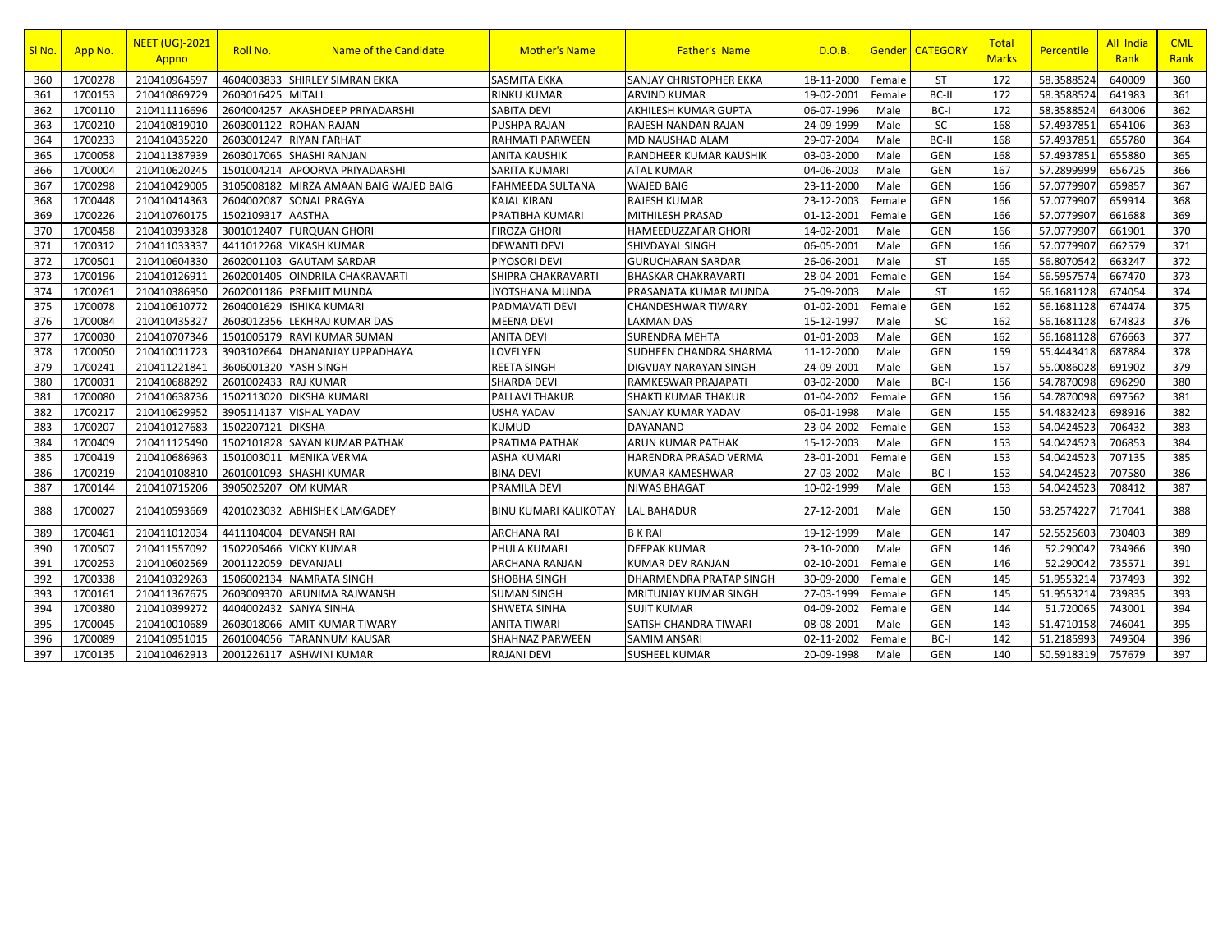| Sl No. | App No. | NEET (UG)-2021 Appno | Roll No. | Name of the Candidate | Mother's Name | Father's Name | D.O.B. | Gender | CATEGORY | Total Marks | Percentile | All India Rank | CML Rank |
|---|---|---|---|---|---|---|---|---|---|---|---|---|---|
| 360 | 1700278 | 210410964597 | 4604003833 | SHIRLEY SIMRAN EKKA | SASMITA EKKA | SANJAY CHRISTOPHER EKKA | 18-11-2000 | Female | ST | 172 | 58.3588524 | 640009 | 360 |
| 361 | 1700153 | 210410869729 | 2603016425 | MITALI | RINKU KUMAR | ARVIND KUMAR | 19-02-2001 | Female | BC-II | 172 | 58.3588524 | 641983 | 361 |
| 362 | 1700110 | 210411116696 | 2604004257 | AKASHDEEP PRIYADARSHI | SABITA DEVI | AKHILESH KUMAR GUPTA | 06-07-1996 | Male | BC-I | 172 | 58.3588524 | 643006 | 362 |
| 363 | 1700210 | 210410819010 | 2603001122 | ROHAN RAJAN | PUSHPA RAJAN | RAJESH NANDAN RAJAN | 24-09-1999 | Male | SC | 168 | 57.4937851 | 654106 | 363 |
| 364 | 1700233 | 210410435220 | 2603001247 | RIYAN FARHAT | RAHMATI PARWEEN | MD NAUSHAD ALAM | 29-07-2004 | Male | BC-II | 168 | 57.4937851 | 655780 | 364 |
| 365 | 1700058 | 210411387939 | 2603017065 | SHASHI RANJAN | ANITA KAUSHIK | RANDHEER KUMAR KAUSHIK | 03-03-2000 | Male | GEN | 168 | 57.4937851 | 655880 | 365 |
| 366 | 1700004 | 210410620245 | 1501004214 | APOORVA PRIYADARSHI | SARITA KUMARI | ATAL KUMAR | 04-06-2003 | Male | GEN | 167 | 57.2899999 | 656725 | 366 |
| 367 | 1700298 | 210410429005 | 3105008182 | MIRZA AMAAN BAIG WAJED BAIG | FAHMEEDA SULTANA | WAJED BAIG | 23-11-2000 | Male | GEN | 166 | 57.0779907 | 659857 | 367 |
| 368 | 1700448 | 210410414363 | 2604002087 | SONAL PRAGYA | KAJAL KIRAN | RAJESH KUMAR | 23-12-2003 | Female | GEN | 166 | 57.0779907 | 659914 | 368 |
| 369 | 1700226 | 210410760175 | 1502109317 | AASTHA | PRATIBHA KUMARI | MITHILESH PRASAD | 01-12-2001 | Female | GEN | 166 | 57.0779907 | 661688 | 369 |
| 370 | 1700458 | 210410393328 | 3001012407 | FURQUAN GHORI | FIROZA GHORI | HAMEEDUZZAFAR GHORI | 14-02-2001 | Male | GEN | 166 | 57.0779907 | 661901 | 370 |
| 371 | 1700312 | 210411033337 | 4411012268 | VIKASH KUMAR | DEWANTI DEVI | SHIVDAYAL SINGH | 06-05-2001 | Male | GEN | 166 | 57.0779907 | 662579 | 371 |
| 372 | 1700501 | 210410604330 | 2602001103 | GAUTAM SARDAR | PIYOSORI DEVI | GURUCHARAN SARDAR | 26-06-2001 | Male | ST | 165 | 56.8070542 | 663247 | 372 |
| 373 | 1700196 | 210410126911 | 2602001405 | OINDRILA CHAKRAVARTI | SHIPRA CHAKRAVARTI | BHASKAR CHAKRAVARTI | 28-04-2001 | Female | GEN | 164 | 56.5957574 | 667470 | 373 |
| 374 | 1700261 | 210410386950 | 2602001186 | PREMJIT MUNDA | JYOTSHANA MUNDA | PRASANATA KUMAR MUNDA | 25-09-2003 | Male | ST | 162 | 56.1681128 | 674054 | 374 |
| 375 | 1700078 | 210410610772 | 2604001629 | ISHIKA KUMARI | PADMAVATI DEVI | CHANDESHWAR TIWARY | 01-02-2001 | Female | GEN | 162 | 56.1681128 | 674474 | 375 |
| 376 | 1700084 | 210410435327 | 2603012356 | LEKHRAJ KUMAR DAS | MEENA DEVI | LAXMAN DAS | 15-12-1997 | Male | SC | 162 | 56.1681128 | 674823 | 376 |
| 377 | 1700030 | 210410707346 | 1501005179 | RAVI KUMAR SUMAN | ANITA DEVI | SURENDRA MEHTA | 01-01-2003 | Male | GEN | 162 | 56.1681128 | 676663 | 377 |
| 378 | 1700050 | 210410011723 | 3903102664 | DHANANJAY UPPADHAYA | LOVELYEN | SUDHEEN CHANDRA SHARMA | 11-12-2000 | Male | GEN | 159 | 55.4443418 | 687884 | 378 |
| 379 | 1700241 | 210411221841 | 3606001320 | YASH SINGH | REETA SINGH | DIGVIJAY NARAYAN SINGH | 24-09-2001 | Male | GEN | 157 | 55.0086028 | 691902 | 379 |
| 380 | 1700031 | 210410688292 | 2601002433 | RAJ KUMAR | SHARDA DEVI | RAMKESWAR PRAJAPATI | 03-02-2000 | Male | BC-I | 156 | 54.7870098 | 696290 | 380 |
| 381 | 1700080 | 210410638736 | 1502113020 | DIKSHA KUMARI | PALLAVI THAKUR | SHAKTI KUMAR THAKUR | 01-04-2002 | Female | GEN | 156 | 54.7870098 | 697562 | 381 |
| 382 | 1700217 | 210410629952 | 3905114137 | VISHAL YADAV | USHA YADAV | SANJAY KUMAR YADAV | 06-01-1998 | Male | GEN | 155 | 54.4832423 | 698916 | 382 |
| 383 | 1700207 | 210410127683 | 1502207121 | DIKSHA | KUMUD | DAYANAND | 23-04-2002 | Female | GEN | 153 | 54.0424523 | 706432 | 383 |
| 384 | 1700409 | 210411125490 | 1502101828 | SAYAN KUMAR PATHAK | PRATIMA PATHAK | ARUN KUMAR PATHAK | 15-12-2003 | Male | GEN | 153 | 54.0424523 | 706853 | 384 |
| 385 | 1700419 | 210410686963 | 1501003011 | MENIKA VERMA | ASHA KUMARI | HARENDRA PRASAD VERMA | 23-01-2001 | Female | GEN | 153 | 54.0424523 | 707135 | 385 |
| 386 | 1700219 | 210410108810 | 2601001093 | SHASHI KUMAR | BINA DEVI | KUMAR KAMESHWAR | 27-03-2002 | Male | BC-I | 153 | 54.0424523 | 707580 | 386 |
| 387 | 1700144 | 210410715206 | 3905025207 | OM KUMAR | PRAMILA DEVI | NIWAS BHAGAT | 10-02-1999 | Male | GEN | 153 | 54.0424523 | 708412 | 387 |
| 388 | 1700027 | 210410593669 | 4201023032 | ABHISHEK LAMGADEY | BINU KUMARI KALIKOTAY | LAL BAHADUR | 27-12-2001 | Male | GEN | 150 | 53.2574227 | 717041 | 388 |
| 389 | 1700461 | 210411012034 | 4411104004 | DEVANSH RAI | ARCHANA RAI | B K RAI | 19-12-1999 | Male | GEN | 147 | 52.5525603 | 730403 | 389 |
| 390 | 1700507 | 210411557092 | 1502205466 | VICKY KUMAR | PHULA KUMARI | DEEPAK KUMAR | 23-10-2000 | Male | GEN | 146 | 52.290042 | 734966 | 390 |
| 391 | 1700253 | 210410602569 | 2001122059 | DEVANJALI | ARCHANA RANJAN | KUMAR DEV RANJAN | 02-10-2001 | Female | GEN | 146 | 52.290042 | 735571 | 391 |
| 392 | 1700338 | 210410329263 | 1506002134 | NAMRATA SINGH | SHOBHA SINGH | DHARMENDRA PRATAP SINGH | 30-09-2000 | Female | GEN | 145 | 51.9553214 | 737493 | 392 |
| 393 | 1700161 | 210411367675 | 2603009370 | ARUNIMA RAJWANSH | SUMAN SINGH | MRITUNJAY KUMAR SINGH | 27-03-1999 | Female | GEN | 145 | 51.9553214 | 739835 | 393 |
| 394 | 1700380 | 210410399272 | 4404002432 | SANYA SINHA | SHWETA SINHA | SUJIT KUMAR | 04-09-2002 | Female | GEN | 144 | 51.720065 | 743001 | 394 |
| 395 | 1700045 | 210410010689 | 2603018066 | AMIT KUMAR TIWARY | ANITA TIWARI | SATISH CHANDRA TIWARI | 08-08-2001 | Male | GEN | 143 | 51.4710158 | 746041 | 395 |
| 396 | 1700089 | 210410951015 | 2601004056 | TARANNUM KAUSAR | SHAHNAZ PARWEEN | SAMIM ANSARI | 02-11-2002 | Female | BC-I | 142 | 51.2185993 | 749504 | 396 |
| 397 | 1700135 | 210410462913 | 2001226117 | ASHWINI KUMAR | RAJANI DEVI | SUSHEEL KUMAR | 20-09-1998 | Male | GEN | 140 | 50.5918319 | 757679 | 397 |